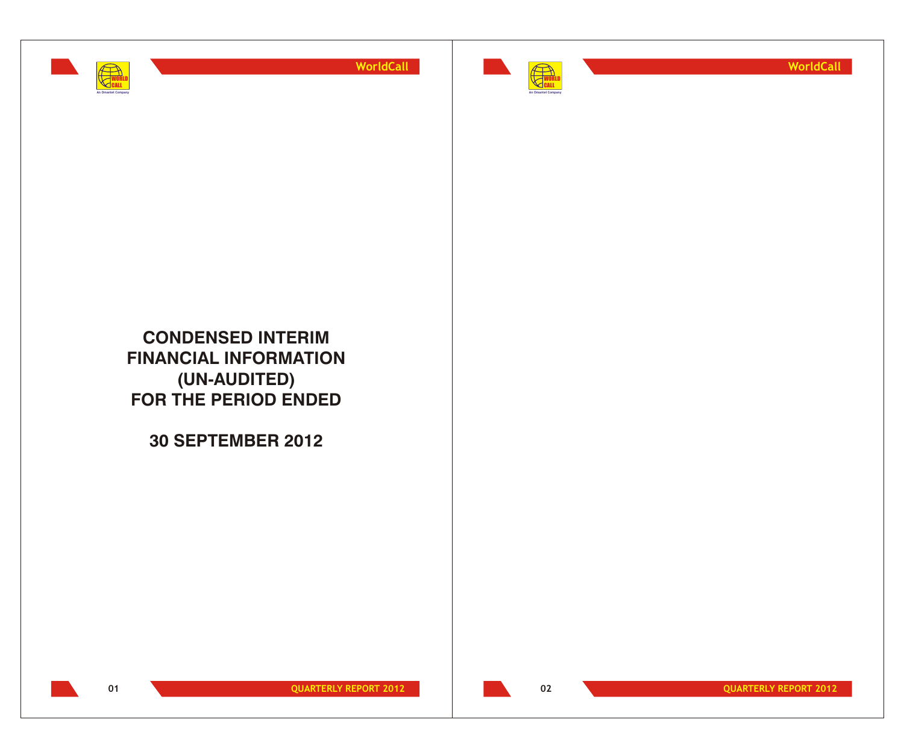# CONDENSED INTERIM FINANCIAL INFORMATION (UN-AUDITED) FOR THE PERIOD ENDED

# 30 SEPTEMBER 2012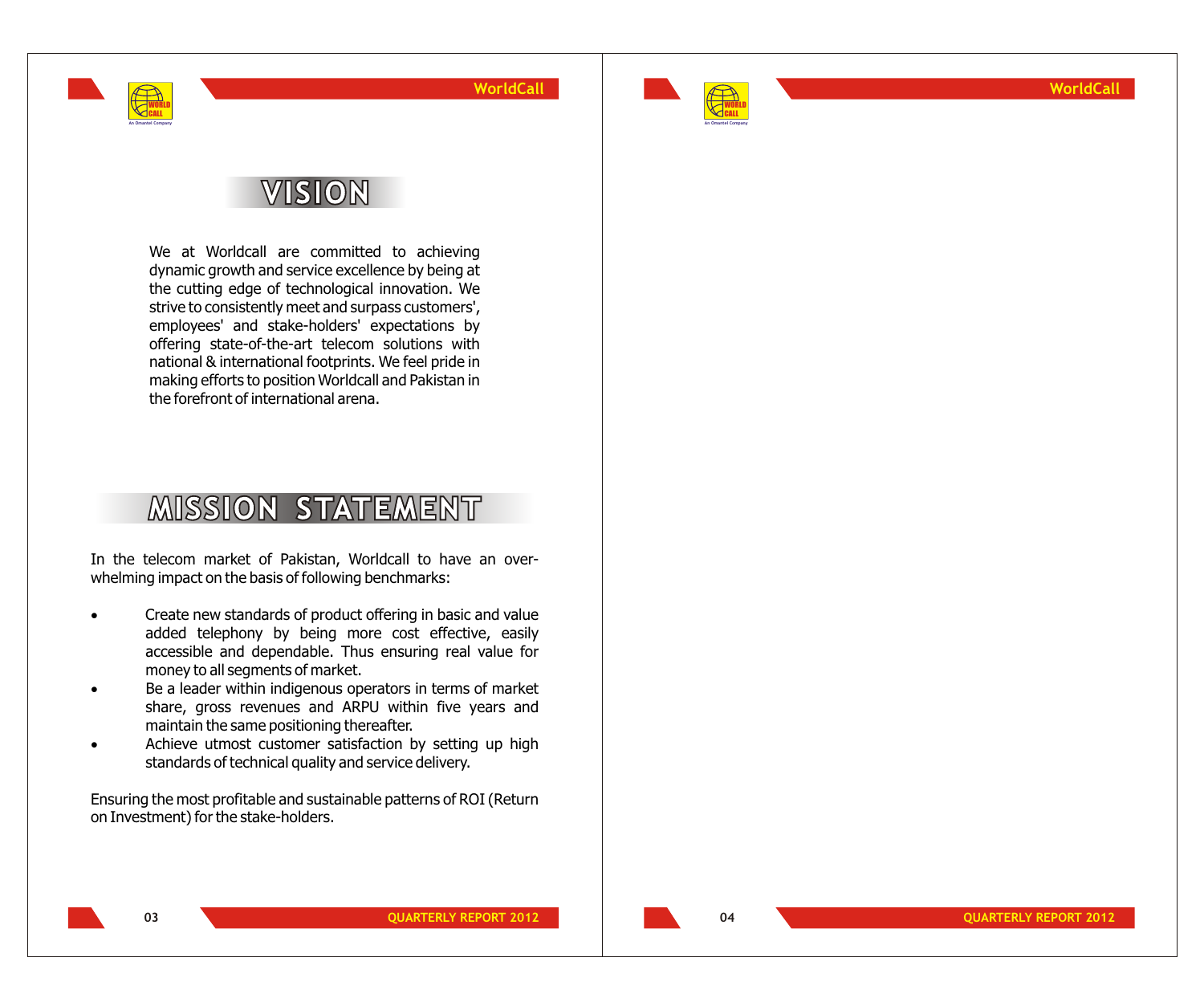# VISION

We at Worldcall are committed to achieving dynamic growth and service excellence by being at the cutting edge of technological innovation. We strive to consistently meet and surpass customers', employees' and stake-holders' expectations by offering state-of-the-art telecom solutions with national & international footprints. We feel pride in making efforts to position Worldcall and Pakistan in the forefront of international arena.

# MISSION STATEMENT

In the telecom market of Pakistan, Worldcall to have an over-whelming impact on the basis of following benchmarks:

- Create new standards of product offering in basic and value added telephony by being more cost effective, easily accessible and dependable. Thus ensuring real value for money to all segments of market.
- Be a leader within indigenous operators in terms of market share, gross revenues and ARPU within five years and maintain the same positioning thereafter.
- Achieve utmost customer satisfaction by setting up high standards of technical quality and service delivery.

Ensuring the most profitable and sustainable patterns of ROI (Return on Investment) for the stake-holders.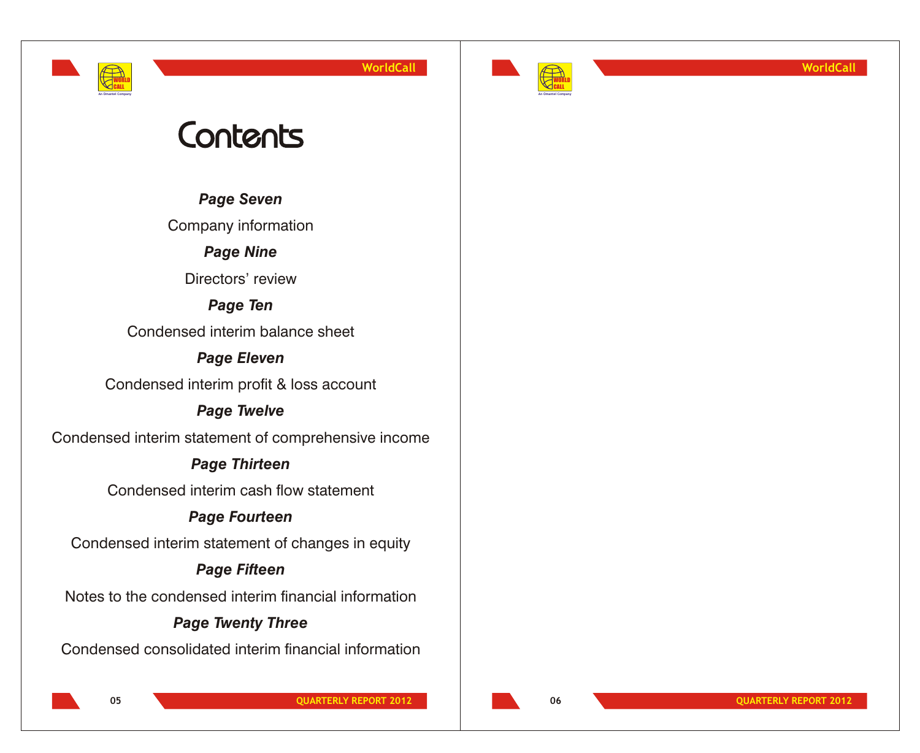# Contents

***Page Seven***

Company information

***Page Nine***

Directors' review

***Page Ten***

Condensed interim balance sheet

***Page Eleven***

Condensed interim profit & loss account

***Page Twelve***

Condensed interim statement of comprehensive income

***Page Thirteen***

Condensed interim cash flow statement

***Page Fourteen***

Condensed interim statement of changes in equity

***Page Fifteen***

Notes to the condensed interim financial information

***Page Twenty Three***

Condensed consolidated interim financial information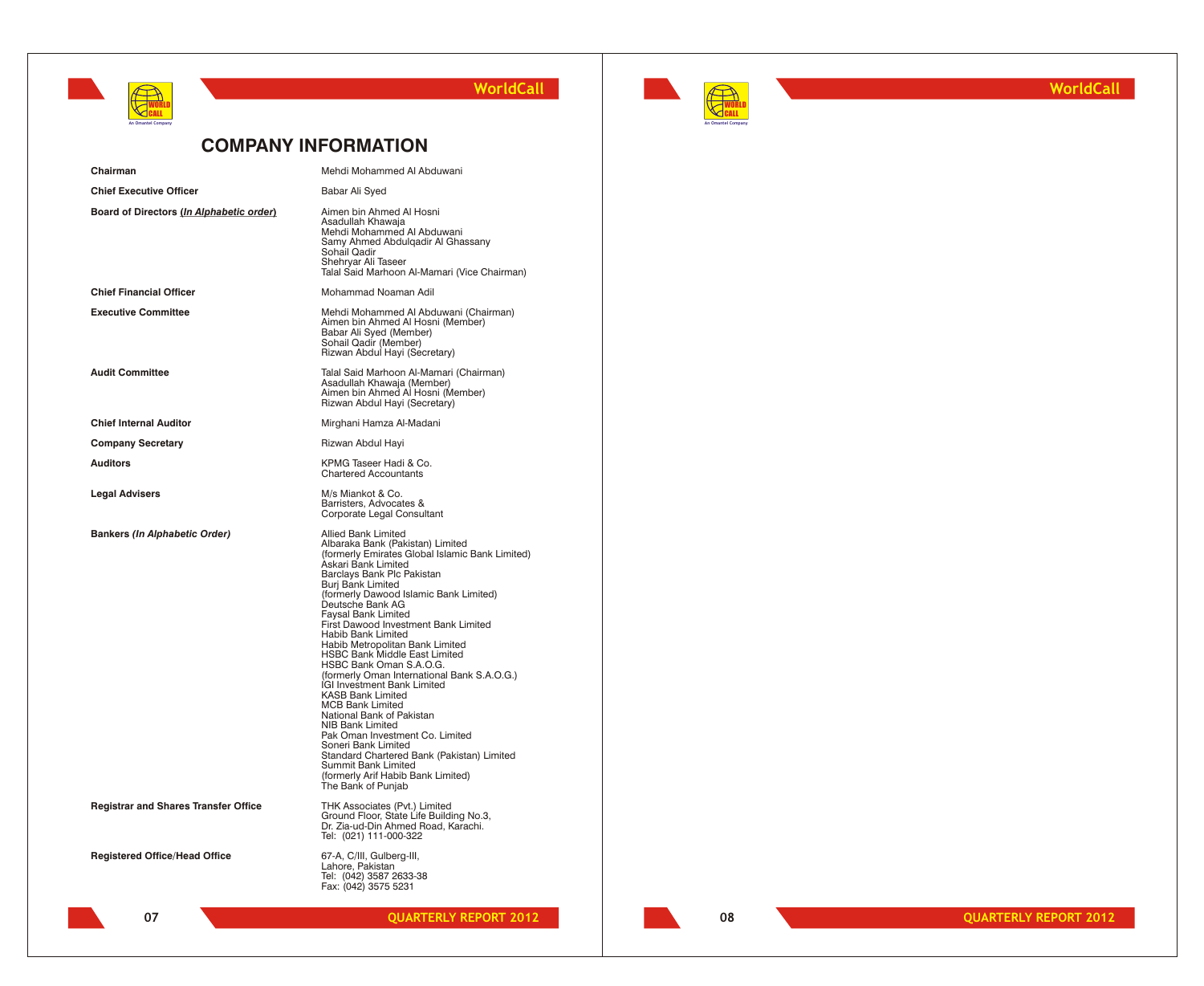## COMPANY INFORMATION

| | |
|---|---|
| **Chairman** | Mehdi Mohammed Al Abduwani |
| **Chief Executive Officer** | Babar Ali Syed |
| **Board of Directors (*In Alphabetic order*)** | Aimen bin Ahmed Al Hosni<br>Asadullah Khawaja<br>Mehdi Mohammed Al Abduwani<br>Samy Ahmed Abdulqadir Al Ghassany<br>Sohail Qadir<br>Shehryar Ali Taseer<br>Talal Said Marhoon Al-Mamari (Vice Chairman) |
| **Chief Financial Officer** | Mohammad Noaman Adil |
| **Executive Committee** | Mehdi Mohammed Al Abduwani (Chairman)<br>Aimen bin Ahmed Al Hosni (Member)<br>Babar Ali Syed (Member)<br>Sohail Qadir (Member)<br>Rizwan Abdul Hayi (Secretary) |
| **Audit Committee** | Talal Said Marhoon Al-Mamari (Chairman)<br>Asadullah Khawaja (Member)<br>Aimen bin Ahmed Al Hosni (Member)<br>Rizwan Abdul Hayi (Secretary) |
| **Chief Internal Auditor** | Mirghani Hamza Al-Madani |
| **Company Secretary** | Rizwan Abdul Hayi |
| **Auditors** | KPMG Taseer Hadi & Co.<br>Chartered Accountants |
| **Legal Advisers** | M/s Miankot & Co.<br>Barristers, Advocates &<br>Corporate Legal Consultant |
| **Bankers (*In Alphabetic Order*)** | Allied Bank Limited<br>Albaraka Bank (Pakistan) Limited<br>(formerly Emirates Global Islamic Bank Limited)<br>Askari Bank Limited<br>Barclays Bank Plc Pakistan<br>Burj Bank Limited<br>(formerly Dawood Islamic Bank Limited)<br>Deutsche Bank AG<br>Faysal Bank Limited<br>First Dawood Investment Bank Limited<br>Habib Bank Limited<br>Habib Metropolitan Bank Limited<br>HSBC Bank Middle East Limited<br>HSBC Bank Oman S.A.O.G.<br>(formerly Oman International Bank S.A.O.G.)<br>IGI Investment Bank Limited<br>KASB Bank Limited<br>MCB Bank Limited<br>National Bank of Pakistan<br>NIB Bank Limited<br>Pak Oman Investment Co. Limited<br>Soneri Bank Limited<br>Standard Chartered Bank (Pakistan) Limited<br>Summit Bank Limited<br>(formerly Arif Habib Bank Limited)<br>The Bank of Punjab |
| **Registrar and Shares Transfer Office** | THK Associates (Pvt.) Limited<br>Ground Floor, State Life Building No.3,<br>Dr. Zia-ud-Din Ahmed Road, Karachi.<br>Tel: (021) 111-000-322 |
| **Registered Office/Head Office** | 67-A, C/III, Gulberg-III,<br>Lahore, Pakistan<br>Tel: (042) 3587 2633-38<br>Fax: (042) 3575 5231 |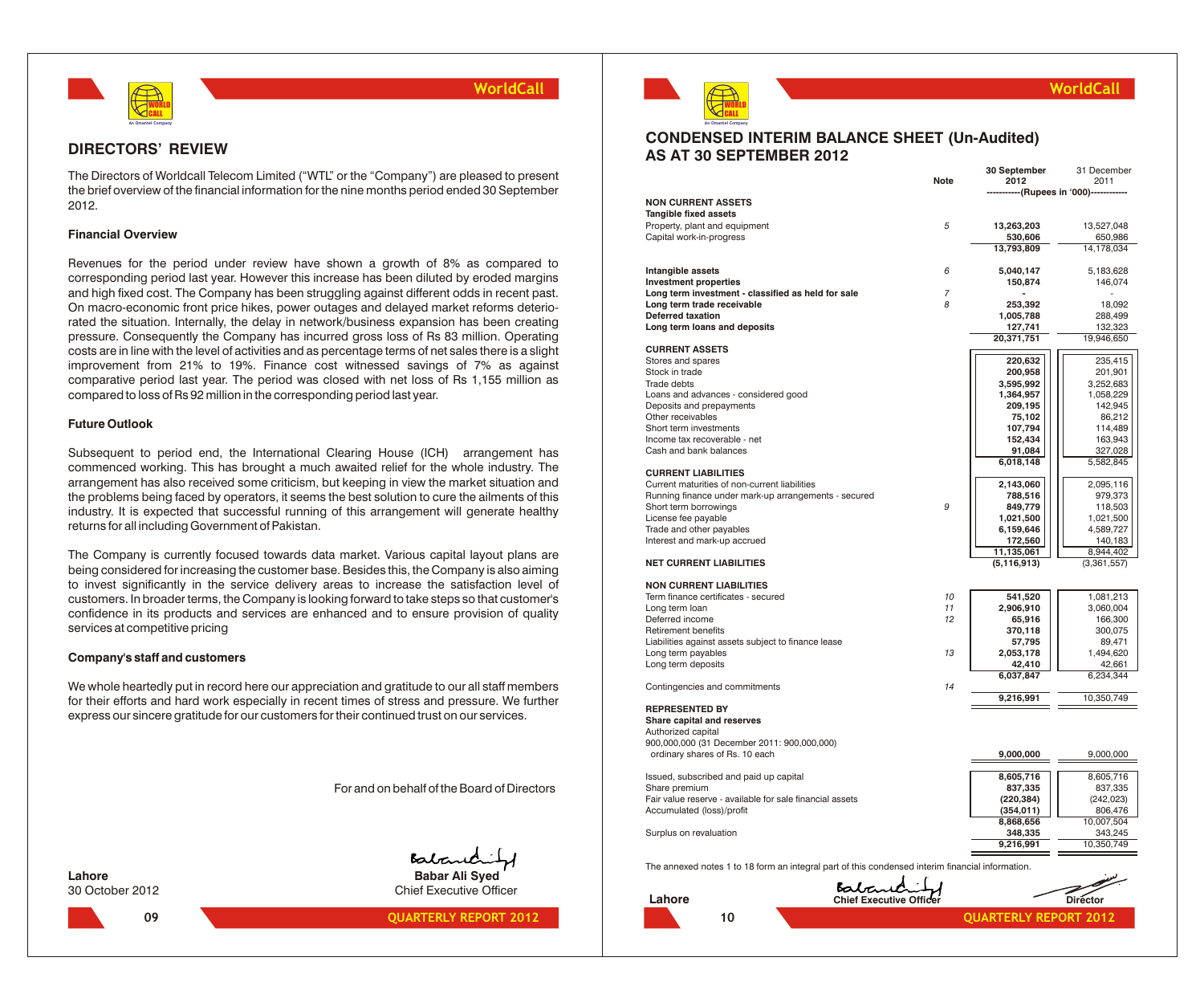## DIRECTORS' REVIEW

The Directors of Worldcall Telecom Limited ("WTL" or the "Company") are pleased to present the brief overview of the financial information for the nine months period ended 30 September 2012.

### Financial Overview

Revenues for the period under review have shown a growth of 8% as compared to corresponding period last year. However this increase has been diluted by eroded margins and high fixed cost. The Company has been struggling against different odds in recent past. On macro-economic front price hikes, power outages and delayed market reforms deteriorated the situation. Internally, the delay in network/business expansion has been creating pressure. Consequently the Company has incurred gross loss of Rs 83 million. Operating costs are in line with the level of activities and as percentage terms of net sales there is a slight improvement from 21% to 19%. Finance cost witnessed savings of 7% as against comparative period last year. The period was closed with net loss of Rs 1,155 million as compared to loss of Rs 92 million in the corresponding period last year.

### Future Outlook

Subsequent to period end, the International Clearing House (ICH) arrangement has commenced working. This has brought a much awaited relief for the whole industry. The arrangement has also received some criticism, but keeping in view the market situation and the problems being faced by operators, it seems the best solution to cure the ailments of this industry. It is expected that successful running of this arrangement will generate healthy returns for all including Government of Pakistan.

The Company is currently focused towards data market. Various capital layout plans are being considered for increasing the customer base. Besides this, the Company is also aiming to invest significantly in the service delivery areas to increase the satisfaction level of customers. In broader terms, the Company is looking forward to take steps so that customer's confidence in its products and services are enhanced and to ensure provision of quality services at competitive pricing

### Company's staff and customers

We whole heartedly put in record here our appreciation and gratitude to our all staff members for their efforts and hard work especially in recent times of stress and pressure. We further express our sincere gratitude for our customers for their continued trust on our services.

For and on behalf of the Board of Directors

**Babar Ali Syed**
Chief Executive Officer

**Lahore**
30 October 2012

## CONDENSED INTERIM BALANCE SHEET (Un-Audited)
## AS AT 30 SEPTEMBER 2012

| | Note | 30 September 2012 | 31 December 2011 |
|---|---|---|---|
| | | (Rupees in '000) | |
| **NON CURRENT ASSETS** | | | |
| **Tangible fixed assets** | | | |
| Property, plant and equipment | 5 | **13,263,203** | 13,527,048 |
| Capital work-in-progress | | **530,606** | 650,986 |
| | | **13,793,809** | 14,178,034 |
| **Intangible assets** | 6 | **5,040,147** | 5,183,628 |
| **Investment properties** | | **150,874** | 146,074 |
| **Long term investment - classified as held for sale** | 7 | **-** | - |
| **Long term trade receivable** | 8 | **253,392** | 18,092 |
| **Deferred taxation** | | **1,005,788** | 288,499 |
| **Long term loans and deposits** | | **127,741** | 132,323 |
| | | **20,371,751** | 19,946,650 |
| **CURRENT ASSETS** | | | |
| Stores and spares | | **220,632** | 235,415 |
| Stock in trade | | **200,958** | 201,901 |
| Trade debts | | **3,595,992** | 3,252,683 |
| Loans and advances - considered good | | **1,364,957** | 1,058,229 |
| Deposits and prepayments | | **209,195** | 142,945 |
| Other receivables | | **75,102** | 86,212 |
| Short term investments | | **107,794** | 114,489 |
| Income tax recoverable - net | | **152,434** | 163,943 |
| Cash and bank balances | | **91,084** | 327,028 |
| | | **6,018,148** | 5,582,845 |
| **CURRENT LIABILITIES** | | | |
| Current maturities of non-current liabilities | | **2,143,060** | 2,095,116 |
| Running finance under mark-up arrangements - secured | | **788,516** | 979,373 |
| Short term borrowings | 9 | **849,779** | 118,503 |
| License fee payable | | **1,021,500** | 1,021,500 |
| Trade and other payables | | **6,159,646** | 4,589,727 |
| Interest and mark-up accrued | | **172,560** | 140,183 |
| | | **11,135,061** | 8,944,402 |
| **NET CURRENT LIABILITIES** | | **(5,116,913)** | (3,361,557) |
| **NON CURRENT LIABILITIES** | | | |
| Term finance certificates - secured | 10 | **541,520** | 1,081,213 |
| Long term loan | 11 | **2,906,910** | 3,060,004 |
| Deferred income | 12 | **65,916** | 166,300 |
| Retirement benefits | | **370,118** | 300,075 |
| Liabilities against assets subject to finance lease | | **57,795** | 89,471 |
| Long term payables | 13 | **2,053,178** | 1,494,620 |
| Long term deposits | | **42,410** | 42,661 |
| | | **6,037,847** | 6,234,344 |
| Contingencies and commitments | 14 | | |
| | | **9,216,991** | 10,350,749 |
| **REPRESENTED BY** | | | |
| **Share capital and reserves** | | | |
| Authorized capital | | | |
| 900,000,000 (31 December 2011: 900,000,000) ordinary shares of Rs. 10 each | | **9,000,000** | 9,000,000 |
| Issued, subscribed and paid up capital | | **8,605,716** | 8,605,716 |
| Share premium | | **837,335** | 837,335 |
| Fair value reserve - available for sale financial assets | | **(220,384)** | (242,023) |
| Accumulated (loss)/profit | | **(354,011)** | 806,476 |
| | | **8,868,656** | 10,007,504 |
| Surplus on revaluation | | **348,335** | 343,245 |
| | | **9,216,991** | 10,350,749 |

The annexed notes 1 to 18 form an integral part of this condensed interim financial information.

**Lahore** | **Chief Executive Officer** | **Director**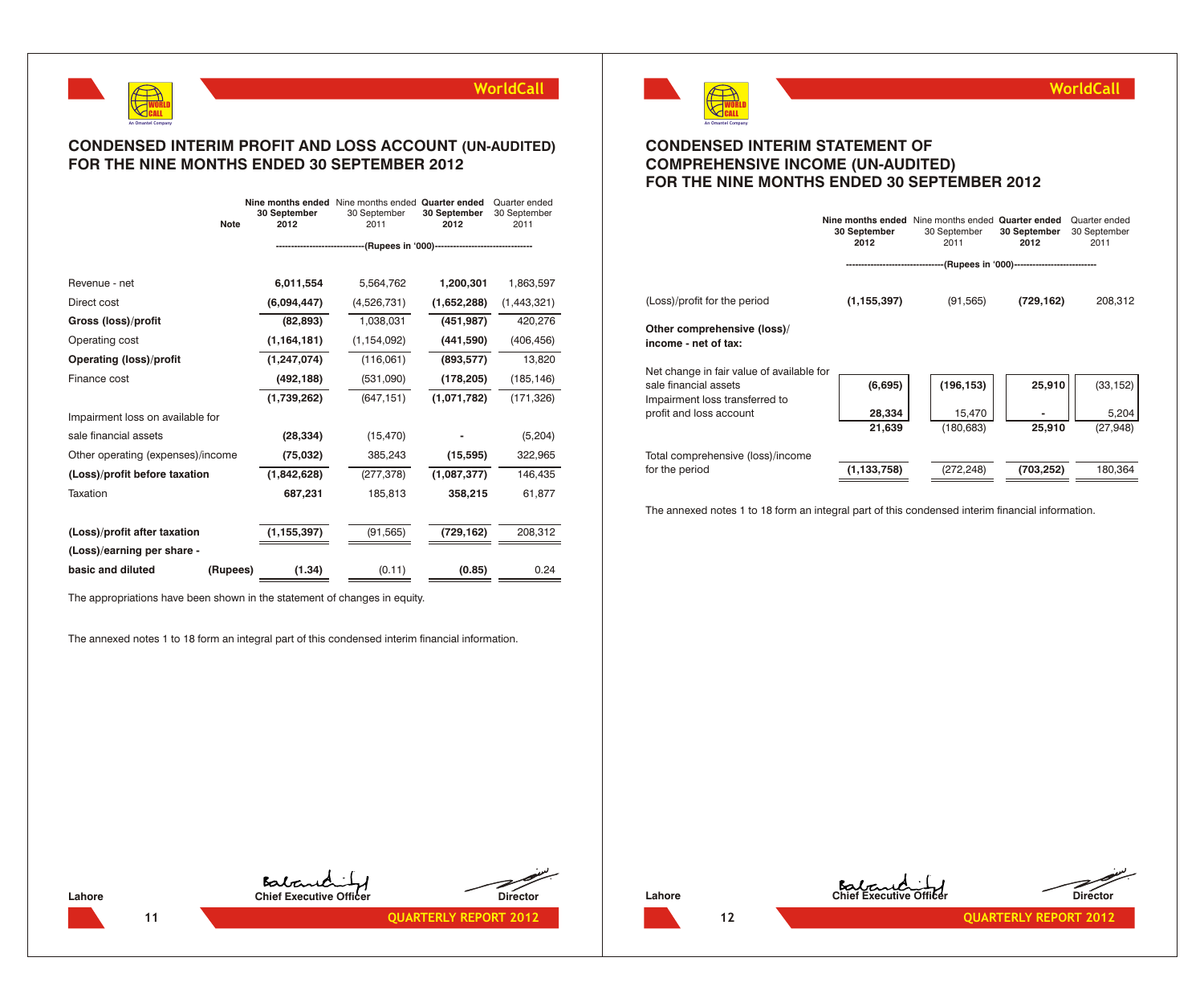# CONDENSED INTERIM PROFIT AND LOSS ACCOUNT (UN-AUDITED) FOR THE NINE MONTHS ENDED 30 SEPTEMBER 2012

| | Note | Nine months ended 30 September 2012 | Nine months ended 30 September 2011 | Quarter ended 30 September 2012 | Quarter ended 30 September 2011 |
|---|---|---|---|---|---|
| | | (Rupees in '000) | | | |
| Revenue - net | | **6,011,554** | 5,564,762 | **1,200,301** | 1,863,597 |
| Direct cost | | **(6,094,447)** | (4,526,731) | **(1,652,288)** | (1,443,321) |
| **Gross (loss)/profit** | | **(82,893)** | 1,038,031 | **(451,987)** | 420,276 |
| Operating cost | | **(1,164,181)** | (1,154,092) | **(441,590)** | (406,456) |
| **Operating (loss)/profit** | | **(1,247,074)** | (116,061) | **(893,577)** | 13,820 |
| Finance cost | | **(492,188)** | (531,090) | **(178,205)** | (185,146) |
| | | **(1,739,262)** | (647,151) | **(1,071,782)** | (171,326) |
| Impairment loss on available for sale financial assets | | **(28,334)** | (15,470) | **-** | (5,204) |
| Other operating (expenses)/income | | **(75,032)** | 385,243 | **(15,595)** | 322,965 |
| **(Loss)/profit before taxation** | | **(1,842,628)** | (277,378) | **(1,087,377)** | 146,435 |
| Taxation | | **687,231** | 185,813 | **358,215** | 61,877 |
| **(Loss)/profit after taxation** | | **(1,155,397)** | (91,565) | **(729,162)** | 208,312 |
| **(Loss)/earning per share - basic and diluted** | **(Rupees)** | **(1.34)** | (0.11) | **(0.85)** | 0.24 |

The appropriations have been shown in the statement of changes in equity.

The annexed notes 1 to 18 form an integral part of this condensed interim financial information.

Lahore

Chief Executive Officer — Director

# CONDENSED INTERIM STATEMENT OF COMPREHENSIVE INCOME (UN-AUDITED) FOR THE NINE MONTHS ENDED 30 SEPTEMBER 2012

| | Nine months ended 30 September 2012 | Nine months ended 30 September 2011 | Quarter ended 30 September 2012 | Quarter ended 30 September 2011 |
|---|---|---|---|---|
| | (Rupees in '000) | | | |
| (Loss)/profit for the period | **(1,155,397)** | (91,565) | **(729,162)** | 208,312 |
| **Other comprehensive (loss)/ income - net of tax:** | | | | |
| Net change in fair value of available for sale financial assets | **(6,695)** | (196,153) | **25,910** | (33,152) |
| Impairment loss transferred to profit and loss account | **28,334** | 15,470 | **-** | 5,204 |
| | **21,639** | (180,683) | **25,910** | (27,948) |
| Total comprehensive (loss)/income for the period | **(1,133,758)** | (272,248) | **(703,252)** | 180,364 |

The annexed notes 1 to 18 form an integral part of this condensed interim financial information.

Lahore

Chief Executive Officer — Director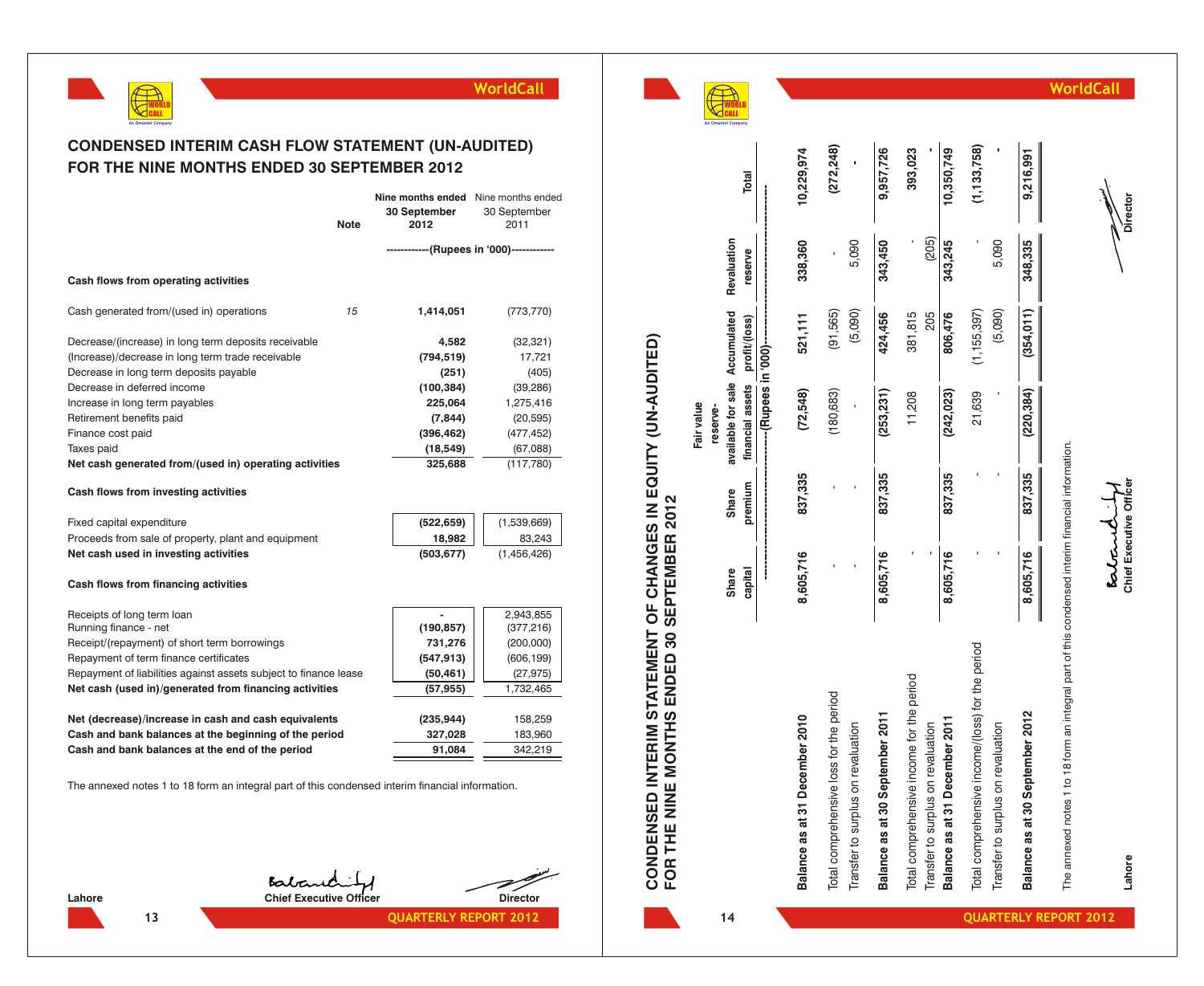# CONDENSED INTERIM CASH FLOW STATEMENT (UN-AUDITED)
## FOR THE NINE MONTHS ENDED 30 SEPTEMBER 2012

| | Note | Nine months ended 30 September 2012 | Nine months ended 30 September 2011 |
|---|---|---|---|
| | | (Rupees in '000) | |
| **Cash flows from operating activities** | | | |
| Cash generated from/(used in) operations | 15 | **1,414,051** | (773,770) |
| Decrease/(increase) in long term deposits receivable | | **4,582** | (32,321) |
| (Increase)/decrease in long term trade receivable | | **(794,519)** | 17,721 |
| Decrease in long term deposits payable | | **(251)** | (405) |
| Decrease in deferred income | | **(100,384)** | (39,286) |
| Increase in long term payables | | **225,064** | 1,275,416 |
| Retirement benefits paid | | **(7,844)** | (20,595) |
| Finance cost paid | | **(396,462)** | (477,452) |
| Taxes paid | | **(18,549)** | (67,088) |
| **Net cash generated from/(used in) operating activities** | | **325,688** | (117,780) |
| **Cash flows from investing activities** | | | |
| Fixed capital expenditure | | **(522,659)** | (1,539,669) |
| Proceeds from sale of property, plant and equipment | | **18,982** | 83,243 |
| **Net cash used in investing activities** | | **(503,677)** | (1,456,426) |
| **Cash flows from financing activities** | | | |
| Receipts of long term loan | | **-** | 2,943,855 |
| Running finance - net | | **(190,857)** | (377,216) |
| Receipt/(repayment) of short term borrowings | | **731,276** | (200,000) |
| Repayment of term finance certificates | | **(547,913)** | (606,199) |
| Repayment of liabilities against assets subject to finance lease | | **(50,461)** | (27,975) |
| **Net cash (used in)/generated from financing activities** | | **(57,955)** | 1,732,465 |
| **Net (decrease)/increase in cash and cash equivalents** | | **(235,944)** | 158,259 |
| **Cash and bank balances at the beginning of the period** | | **327,028** | 183,960 |
| **Cash and bank balances at the end of the period** | | **91,084** | 342,219 |

The annexed notes 1 to 18 form an integral part of this condensed interim financial information.

**Lahore** | **Chief Executive Officer** | **Director**

# CONDENSED INTERIM STATEMENT OF CHANGES IN EQUITY (UN-AUDITED)
## FOR THE NINE MONTHS ENDED 30 SEPTEMBER 2012

| | Share capital | Share premium | Fair value reserve- available for sale financial assets | Accumulated profit/(loss) | Revaluation reserve | Total |
|---|---|---|---|---|---|---|
| | (Rupees in '000) | | | | | |
| **Balance as at 31 December 2010** | **8,605,716** | **837,335** | **(72,548)** | **521,111** | **338,360** | **10,229,974** |
| Total comprehensive loss for the period | - | - | (180,683) | (91,565) | - | **(272,248)** |
| Transfer to surplus on revaluation | - | - | - | (5,090) | 5,090 | **-** |
| **Balance as at 30 September 2011** | **8,605,716** | **837,335** | **(253,231)** | **424,456** | **343,450** | **9,957,726** |
| Total comprehensive income for the period | - | | 11,208 | 381,815 | - | **393,023** |
| Transfer to surplus on revaluation | - | | | 205 | (205) | **-** |
| **Balance as at 31 December 2011** | **8,605,716** | **837,335** | **(242,023)** | **806,476** | **343,245** | **10,350,749** |
| Total comprehensive income/(loss) for the period | - | - | 21,639 | (1,155,397) | - | **(1,133,758)** |
| Transfer to surplus on revaluation | - | - | - | (5,090) | 5,090 | **-** |
| **Balance as at 30 September 2012** | **8,605,716** | **837,335** | **(220,384)** | **(354,011)** | **348,335** | **9,216,991** |

The annexed notes 1 to 18 form an integral part of this condensed interim financial information.

**Lahore** | **Chief Executive Officer** | **Director**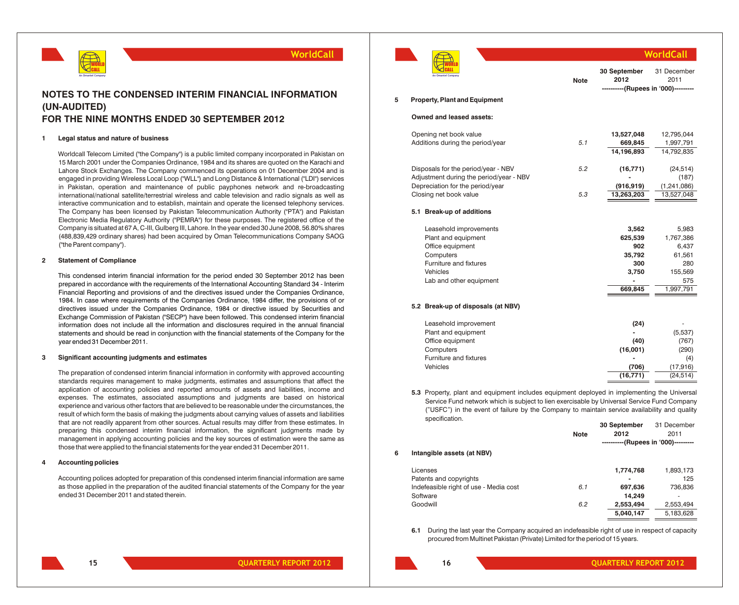# NOTES TO THE CONDENSED INTERIM FINANCIAL INFORMATION (UN-AUDITED) FOR THE NINE MONTHS ENDED 30 SEPTEMBER 2012

**1 Legal status and nature of business**

Worldcall Telecom Limited ("the Company") is a public limited company incorporated in Pakistan on 15 March 2001 under the Companies Ordinance, 1984 and its shares are quoted on the Karachi and Lahore Stock Exchanges. The Company commenced its operations on 01 December 2004 and is engaged in providing Wireless Local Loop ("WLL") and Long Distance & International ("LDI") services in Pakistan, operation and maintenance of public payphones network and re-broadcasting international/national satellite/terrestrial wireless and cable television and radio signals as well as interactive communication and to establish, maintain and operate the licensed telephony services. The Company has been licensed by Pakistan Telecommunication Authority ("PTA") and Pakistan Electronic Media Regulatory Authority ("PEMRA") for these purposes. The registered office of the Company is situated at 67 A, C-III, Gulberg III, Lahore. In the year ended 30 June 2008, 56.80% shares (488,839,429 ordinary shares) had been acquired by Oman Telecommunications Company SAOG ("the Parent company").

**2 Statement of Compliance**

This condensed interim financial information for the period ended 30 September 2012 has been prepared in accordance with the requirements of the International Accounting Standard 34 - Interim Financial Reporting and provisions of and the directives issued under the Companies Ordinance, 1984. In case where requirements of the Companies Ordinance, 1984 differ, the provisions of or directives issued under the Companies Ordinance, 1984 or directive issued by Securities and Exchange Commission of Pakistan ("SECP") have been followed. This condensed interim financial information does not include all the information and disclosures required in the annual financial statements and should be read in conjunction with the financial statements of the Company for the year ended 31 December 2011.

**3 Significant accounting judgments and estimates**

The preparation of condensed interim financial information in conformity with approved accounting standards requires management to make judgments, estimates and assumptions that affect the application of accounting policies and reported amounts of assets and liabilities, income and expenses. The estimates, associated assumptions and judgments are based on historical experience and various other factors that are believed to be reasonable under the circumstances, the result of which form the basis of making the judgments about carrying values of assets and liabilities that are not readily apparent from other sources. Actual results may differ from these estimates. In preparing this condensed interim financial information, the significant judgments made by management in applying accounting policies and the key sources of estimation were the same as those that were applied to the financial statements for the year ended 31 December 2011.

**4 Accounting policies**

Accounting polices adopted for preparation of this condensed interim financial information are same as those applied in the preparation of the audited financial statements of the Company for the year ended 31 December 2011 and stated therein.

| | Note | 30 September 2012 | 31 December 2011 |
|---|---|---|---|
| | | ----------(Rupees in '000)--------- | |
| **5 Property, Plant and Equipment** | | | |
| **Owned and leased assets:** | | | |
| Opening net book value | | **13,527,048** | 12,795,044 |
| Additions during the period/year | 5.1 | **669,845** | 1,997,791 |
| | | **14,196,893** | 14,792,835 |
| Disposals for the period/year - NBV | 5.2 | **(16,771)** | (24,514) |
| Adjustment during the period/year - NBV | | **-** | (187) |
| Depreciation for the period/year | | **(916,919)** | (1,241,086) |
| Closing net book value | 5.3 | **13,263,203** | 13,527,048 |

**5.1 Break-up of additions**

| | 30 September 2012 | 31 December 2011 |
|---|---|---|
| Leasehold improvements | **3,562** | 5,983 |
| Plant and equipment | **625,539** | 1,767,386 |
| Office equipment | **902** | 6,437 |
| Computers | **35,792** | 61,561 |
| Furniture and fixtures | **300** | 280 |
| Vehicles | **3,750** | 155,569 |
| Lab and other equipment | **-** | 575 |
| | **669,845** | 1,997,791 |

**5.2 Break-up of disposals (at NBV)**

| | 30 September 2012 | 31 December 2011 |
|---|---|---|
| Leasehold improvement | **(24)** | - |
| Plant and equipment | **-** | (5,537) |
| Office equipment | **(40)** | (767) |
| Computers | **(16,001)** | (290) |
| Furniture and fixtures | **-** | (4) |
| Vehicles | **(706)** | (17,916) |
| | **(16,771)** | (24,514) |

**5.3** Property, plant and equipment includes equipment deployed in implementing the Universal Service Fund network which is subject to lien exercisable by Universal Service Fund Company ("USFC") in the event of failure by the Company to maintain service availability and quality specification.

| | Note | 30 September 2012 | 31 December 2011 |
|---|---|---|---|
| | | ----------(Rupees in '000)--------- | |
| **6 Intangible assets (at NBV)** | | | |
| Licenses | | **1,774,768** | 1,893,173 |
| Patents and copyrights | | **-** | 125 |
| Indefeasible right of use - Media cost | 6.1 | **697,636** | 736,836 |
| Software | | **14,249** | - |
| Goodwill | 6.2 | **2,553,494** | 2,553,494 |
| | | **5,040,147** | 5,183,628 |

**6.1** During the last year the Company acquired an indefeasible right of use in respect of capacity procured from Multinet Pakistan (Private) Limited for the period of 15 years.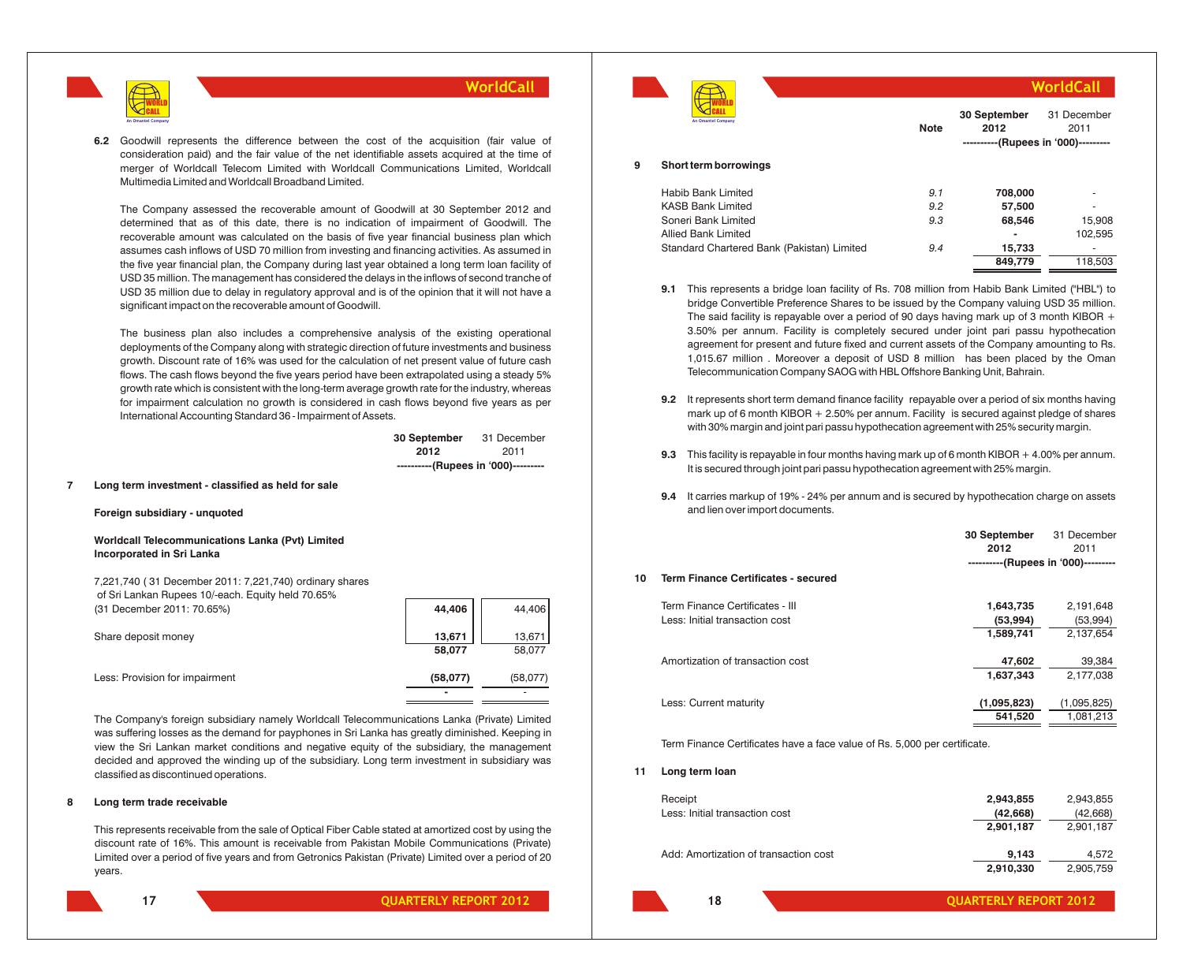6.2 Goodwill represents the difference between the cost of the acquisition (fair value of consideration paid) and the fair value of the net identifiable assets acquired at the time of merger of Worldcall Telecom Limited with Worldcall Communications Limited, Worldcall Multimedia Limited and Worldcall Broadband Limited.

The Company assessed the recoverable amount of Goodwill at 30 September 2012 and determined that as of this date, there is no indication of impairment of Goodwill. The recoverable amount was calculated on the basis of five year financial business plan which assumes cash inflows of USD 70 million from investing and financing activities. As assumed in the five year financial plan, the Company during last year obtained a long term loan facility of USD 35 million. The management has considered the delays in the inflows of second tranche of USD 35 million due to delay in regulatory approval and is of the opinion that it will not have a significant impact on the recoverable amount of Goodwill.

The business plan also includes a comprehensive analysis of the existing operational deployments of the Company along with strategic direction of future investments and business growth. Discount rate of 16% was used for the calculation of net present value of future cash flows. The cash flows beyond the five years period have been extrapolated using a steady 5% growth rate which is consistent with the long-term average growth rate for the industry, whereas for impairment calculation no growth is considered in cash flows beyond five years as per International Accounting Standard 36 - Impairment of Assets.

| | 30 September 2012 | 31 December 2011 |
|---|---|---|
| | ----------(Rupees in '000)--------- | |
| **7 Long term investment - classified as held for sale** | | |
| **Foreign subsidiary - unquoted** | | |
| **Worldcall Telecommunications Lanka (Pvt) Limited Incorporated in Sri Lanka** | | |
| 7,221,740 ( 31 December 2011: 7,221,740) ordinary shares of Sri Lankan Rupees 10/-each. Equity held 70.65% (31 December 2011: 70.65%) | **44,406** | 44,406 |
| Share deposit money | **13,671** | 13,671 |
| | **58,077** | 58,077 |
| Less: Provision for impairment | **(58,077)** | (58,077) |
| | **-** | - |

The Company's foreign subsidiary namely Worldcall Telecommunications Lanka (Private) Limited was suffering losses as the demand for payphones in Sri Lanka has greatly diminished. Keeping in view the Sri Lankan market conditions and negative equity of the subsidiary, the management decided and approved the winding up of the subsidiary. Long term investment in subsidiary was classified as discontinued operations.

**8 Long term trade receivable**

This represents receivable from the sale of Optical Fiber Cable stated at amortized cost by using the discount rate of 16%. This amount is receivable from Pakistan Mobile Communications (Private) Limited over a period of five years and from Getronics Pakistan (Private) Limited over a period of 20 years.

| | Note | 30 September 2012 | 31 December 2011 |
|---|---|---|---|
| | | ----------(Rupees in '000)--------- | |
| **9 Short term borrowings** | | | |
| Habib Bank Limited | 9.1 | **708,000** | - |
| KASB Bank Limited | 9.2 | **57,500** | - |
| Soneri Bank Limited | 9.3 | **68,546** | 15,908 |
| Allied Bank Limited | | **-** | 102,595 |
| Standard Chartered Bank (Pakistan) Limited | 9.4 | **15,733** | - |
| | | **849,779** | 118,503 |

9.1 This represents a bridge loan facility of Rs. 708 million from Habib Bank Limited ("HBL") to bridge Convertible Preference Shares to be issued by the Company valuing USD 35 million. The said facility is repayable over a period of 90 days having mark up of 3 month KIBOR + 3.50% per annum. Facility is completely secured under joint pari passu hypothecation agreement for present and future fixed and current assets of the Company amounting to Rs. 1,015.67 million . Moreover a deposit of USD 8 million has been placed by the Oman Telecommunication Company SAOG with HBL Offshore Banking Unit, Bahrain.

9.2 It represents short term demand finance facility repayable over a period of six months having mark up of 6 month KIBOR + 2.50% per annum. Facility is secured against pledge of shares with 30% margin and joint pari passu hypothecation agreement with 25% security margin.

9.3 This facility is repayable in four months having mark up of 6 month KIBOR + 4.00% per annum. It is secured through joint pari passu hypothecation agreement with 25% margin.

9.4 It carries markup of 19% - 24% per annum and is secured by hypothecation charge on assets and lien over import documents.

| | 30 September 2012 | 31 December 2011 |
|---|---|---|
| | ----------(Rupees in '000)--------- | |
| **10 Term Finance Certificates - secured** | | |
| Term Finance Certificates - III | **1,643,735** | 2,191,648 |
| Less: Initial transaction cost | **(53,994)** | (53,994) |
| | **1,589,741** | 2,137,654 |
| Amortization of transaction cost | **47,602** | 39,384 |
| | **1,637,343** | 2,177,038 |
| Less: Current maturity | **(1,095,823)** | (1,095,825) |
| | **541,520** | 1,081,213 |

Term Finance Certificates have a face value of Rs. 5,000 per certificate.

| | 30 September 2012 | 31 December 2011 |
|---|---|---|
| **11 Long term loan** | | |
| Receipt | **2,943,855** | 2,943,855 |
| Less: Initial transaction cost | **(42,668)** | (42,668) |
| | **2,901,187** | 2,901,187 |
| Add: Amortization of transaction cost | **9,143** | 4,572 |
| | **2,910,330** | 2,905,759 |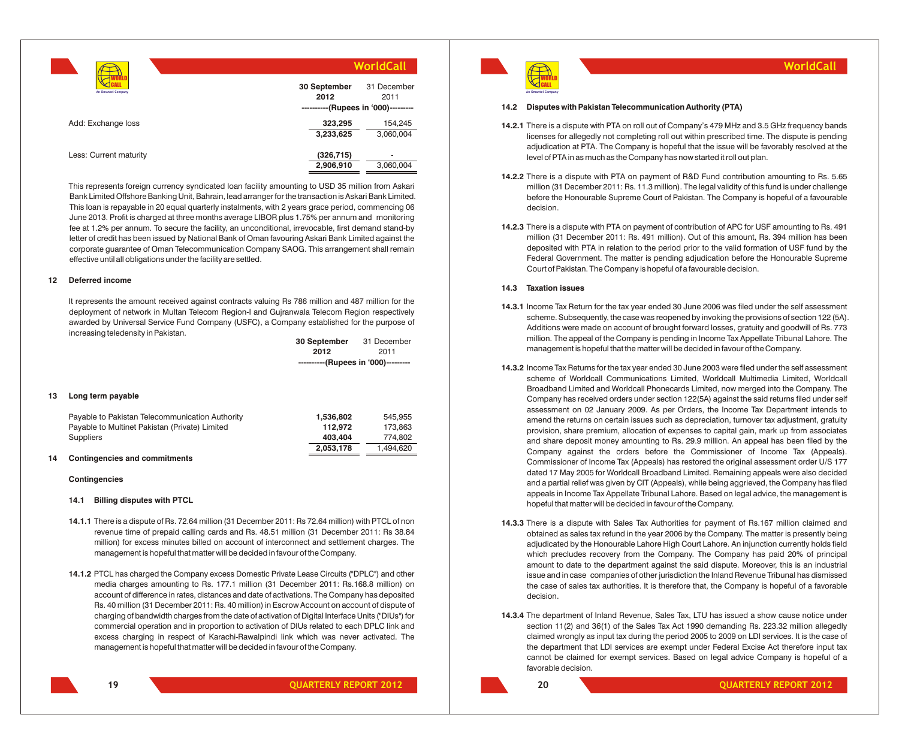| | 30 September 2012 | 31 December 2011 |
|---|---|---|
| | ----------(Rupees in '000)--------- | |
| Add: Exchange loss | **323,295** | 154,245 |
| | **3,233,625** | 3,060,004 |
| Less: Current maturity | **(326,715)** | - |
| | **2,906,910** | 3,060,004 |

This represents foreign currency syndicated loan facility amounting to USD 35 million from Askari Bank Limited Offshore Banking Unit, Bahrain, lead arranger for the transaction is Askari Bank Limited. This loan is repayable in 20 equal quarterly instalments, with 2 years grace period, commencing 06 June 2013. Profit is charged at three months average LIBOR plus 1.75% per annum and monitoring fee at 1.2% per annum. To secure the facility, an unconditional, irrevocable, first demand stand-by letter of credit has been issued by National Bank of Oman favouring Askari Bank Limited against the corporate guarantee of Oman Telecommunication Company SAOG. This arrangement shall remain effective until all obligations under the facility are settled.

## 12 Deferred income

It represents the amount received against contracts valuing Rs 786 million and 487 million for the deployment of network in Multan Telecom Region-I and Gujranwala Telecom Region respectively awarded by Universal Service Fund Company (USFC), a Company established for the purpose of increasing teledensity in Pakistan.

## 13 Long term payable

| | 30 September 2012 | 31 December 2011 |
|---|---|---|
| | ----------(Rupees in '000)--------- | |
| Payable to Pakistan Telecommunication Authority | **1,536,802** | 545,955 |
| Payable to Multinet Pakistan (Private) Limited | **112,972** | 173,863 |
| Suppliers | **403,404** | 774,802 |
| | **2,053,178** | 1,494,620 |

## 14 Contingencies and commitments

**Contingencies**

### 14.1 Billing disputes with PTCL

**14.1.1** There is a dispute of Rs. 72.64 million (31 December 2011: Rs 72.64 million) with PTCL of non revenue time of prepaid calling cards and Rs. 48.51 million (31 December 2011: Rs 38.84 million) for excess minutes billed on account of interconnect and settlement charges. The management is hopeful that matter will be decided in favour of the Company.

**14.1.2** PTCL has charged the Company excess Domestic Private Lease Circuits ("DPLC") and other media charges amounting to Rs. 177.1 million (31 December 2011: Rs.168.8 million) on account of difference in rates, distances and date of activations. The Company has deposited Rs. 40 million (31 December 2011: Rs. 40 million) in Escrow Account on account of dispute of charging of bandwidth charges from the date of activation of Digital Interface Units ("DIUs") for commercial operation and in proportion to activation of DIUs related to each DPLC link and excess charging in respect of Karachi-Rawalpindi link which was never activated. The management is hopeful that matter will be decided in favour of the Company.

### 14.2 Disputes with Pakistan Telecommunication Authority (PTA)

**14.2.1** There is a dispute with PTA on roll out of Company's 479 MHz and 3.5 GHz frequency bands licenses for allegedly not completing roll out within prescribed time. The dispute is pending adjudication at PTA. The Company is hopeful that the issue will be favorably resolved at the level of PTA in as much as the Company has now started it roll out plan.

**14.2.2** There is a dispute with PTA on payment of R&D Fund contribution amounting to Rs. 5.65 million (31 December 2011: Rs. 11.3 million). The legal validity of this fund is under challenge before the Honourable Supreme Court of Pakistan. The Company is hopeful of a favourable decision.

**14.2.3** There is a dispute with PTA on payment of contribution of APC for USF amounting to Rs. 491 million (31 December 2011: Rs. 491 million). Out of this amount, Rs. 394 million has been deposited with PTA in relation to the period prior to the valid formation of USF fund by the Federal Government. The matter is pending adjudication before the Honourable Supreme Court of Pakistan. The Company is hopeful of a favourable decision.

### 14.3 Taxation issues

**14.3.1** Income Tax Return for the tax year ended 30 June 2006 was filed under the self assessment scheme. Subsequently, the case was reopened by invoking the provisions of section 122 (5A). Additions were made on account of brought forward losses, gratuity and goodwill of Rs. 773 million. The appeal of the Company is pending in Income Tax Appellate Tribunal Lahore. The management is hopeful that the matter will be decided in favour of the Company.

**14.3.2** Income Tax Returns for the tax year ended 30 June 2003 were filed under the self assessment scheme of Worldcall Communications Limited, Worldcall Multimedia Limited, Worldcall Broadband Limited and Worldcall Phonecards Limited, now merged into the Company. The Company has received orders under section 122(5A) against the said returns filed under self assessment on 02 January 2009. As per Orders, the Income Tax Department intends to amend the returns on certain issues such as depreciation, turnover tax adjustment, gratuity provision, share premium, allocation of expenses to capital gain, mark up from associates and share deposit money amounting to Rs. 29.9 million. An appeal has been filed by the Company against the orders before the Commissioner of Income Tax (Appeals). Commissioner of Income Tax (Appeals) has restored the original assessment order U/S 177 dated 17 May 2005 for Worldcall Broadband Limited. Remaining appeals were also decided and a partial relief was given by CIT (Appeals), while being aggrieved, the Company has filed appeals in Income Tax Appellate Tribunal Lahore. Based on legal advice, the management is hopeful that matter will be decided in favour of the Company.

**14.3.3** There is a dispute with Sales Tax Authorities for payment of Rs.167 million claimed and obtained as sales tax refund in the year 2006 by the Company. The matter is presently being adjudicated by the Honourable Lahore High Court Lahore. An injunction currently holds field which precludes recovery from the Company. The Company has paid 20% of principal amount to date to the department against the said dispute. Moreover, this is an industrial issue and in case companies of other jurisdiction the Inland Revenue Tribunal has dismissed the case of sales tax authorities. It is therefore that, the Company is hopeful of a favorable decision.

**14.3.4** The department of Inland Revenue, Sales Tax, LTU has issued a show cause notice under section 11(2) and 36(1) of the Sales Tax Act 1990 demanding Rs. 223.32 million allegedly claimed wrongly as input tax during the period 2005 to 2009 on LDI services. It is the case of the department that LDI services are exempt under Federal Excise Act therefore input tax cannot be claimed for exempt services. Based on legal advice Company is hopeful of a favorable decision.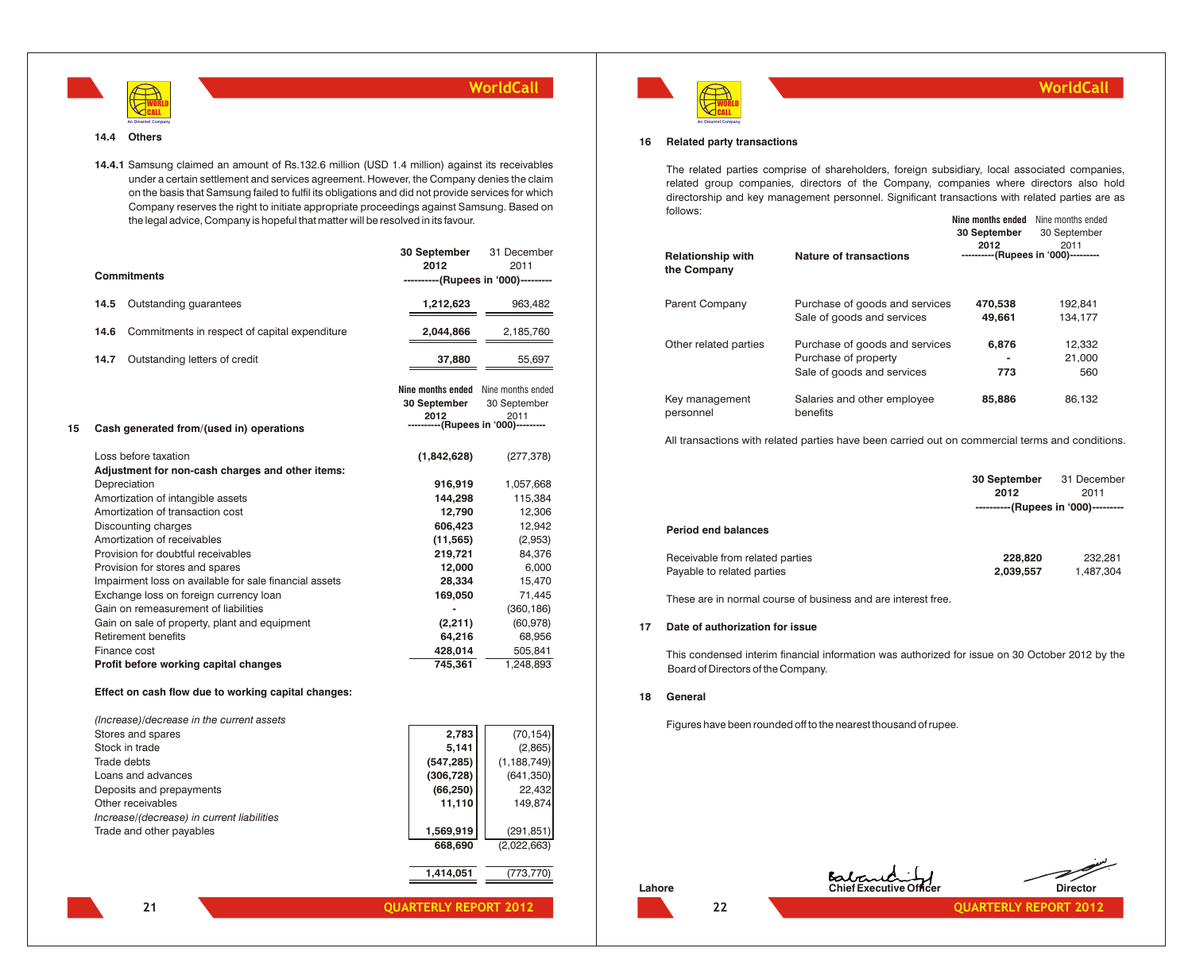### 14.4 Others

**14.4.1** Samsung claimed an amount of Rs.132.6 million (USD 1.4 million) against its receivables under a certain settlement and services agreement. However, the Company denies the claim on the basis that Samsung failed to fulfil its obligations and did not provide services for which Company reserves the right to initiate appropriate proceedings against Samsung. Based on the legal advice, Company is hopeful that matter will be resolved in its favour.

| Commitments | 30 September 2012 | 31 December 2011 |
|---|---|---|
| | ----------(Rupees in '000)--------- | |
| 14.5 Outstanding guarantees | **1,212,623** | 963,482 |
| 14.6 Commitments in respect of capital expenditure | **2,044,866** | 2,185,760 |
| 14.7 Outstanding letters of credit | **37,880** | 55,697 |

### 15 Cash generated from/(used in) operations

| | Nine months ended 30 September 2012 | Nine months ended 30 September 2011 |
|---|---|---|
| | ----------(Rupees in '000)--------- | |
| Loss before taxation | **(1,842,628)** | (277,378) |
| **Adjustment for non-cash charges and other items:** | | |
| Depreciation | **916,919** | 1,057,668 |
| Amortization of intangible assets | **144,298** | 115,384 |
| Amortization of transaction cost | **12,790** | 12,306 |
| Discounting charges | **606,423** | 12,942 |
| Amortization of receivables | **(11,565)** | (2,953) |
| Provision for doubtful receivables | **219,721** | 84,376 |
| Provision for stores and spares | **12,000** | 6,000 |
| Impairment loss on available for sale financial assets | **28,334** | 15,470 |
| Exchange loss on foreign currency loan | **169,050** | 71,445 |
| Gain on remeasurement of liabilities | **-** | (360,186) |
| Gain on sale of property, plant and equipment | **(2,211)** | (60,978) |
| Retirement benefits | **64,216** | 68,956 |
| Finance cost | **428,014** | 505,841 |
| **Profit before working capital changes** | **745,361** | 1,248,893 |
| **Effect on cash flow due to working capital changes:** | | |
| *(Increase)/decrease in the current assets* | | |
| Stores and spares | **2,783** | (70,154) |
| Stock in trade | **5,141** | (2,865) |
| Trade debts | **(547,285)** | (1,188,749) |
| Loans and advances | **(306,728)** | (641,350) |
| Deposits and prepayments | **(66,250)** | 22,432 |
| Other receivables | **11,110** | 149,874 |
| *Increase/(decrease) in current liabilities* | | |
| Trade and other payables | **1,569,919** | (291,851) |
| | **668,690** | (2,022,663) |
| | **1,414,051** | (773,770) |

### 16 Related party transactions

The related parties comprise of shareholders, foreign subsidiary, local associated companies, related group companies, directors of the Company, companies where directors also hold directorship and key management personnel. Significant transactions with related parties are as follows:

| Relationship with the Company | Nature of transactions | Nine months ended 30 September 2012 | Nine months ended 30 September 2011 |
|---|---|---|---|
| | | ----------(Rupees in '000)--------- | |
| Parent Company | Purchase of goods and services | **470,538** | 192,841 |
| | Sale of goods and services | **49,661** | 134,177 |
| Other related parties | Purchase of goods and services | **6,876** | 12,332 |
| | Purchase of property | **-** | 21,000 |
| | Sale of goods and services | **773** | 560 |
| Key management personnel | Salaries and other employee benefits | **85,886** | 86,132 |

All transactions with related parties have been carried out on commercial terms and conditions.

| | 30 September 2012 | 31 December 2011 |
|---|---|---|
| | ----------(Rupees in '000)--------- | |
| **Period end balances** | | |
| Receivable from related parties | **228,820** | 232,281 |
| Payable to related parties | **2,039,557** | 1,487,304 |

These are in normal course of business and are interest free.

### 17 Date of authorization for issue

This condensed interim financial information was authorized for issue on 30 October 2012 by the Board of Directors of the Company.

### 18 General

Figures have been rounded off to the nearest thousand of rupee.

Lahore

**Chief Executive Officer** **Director**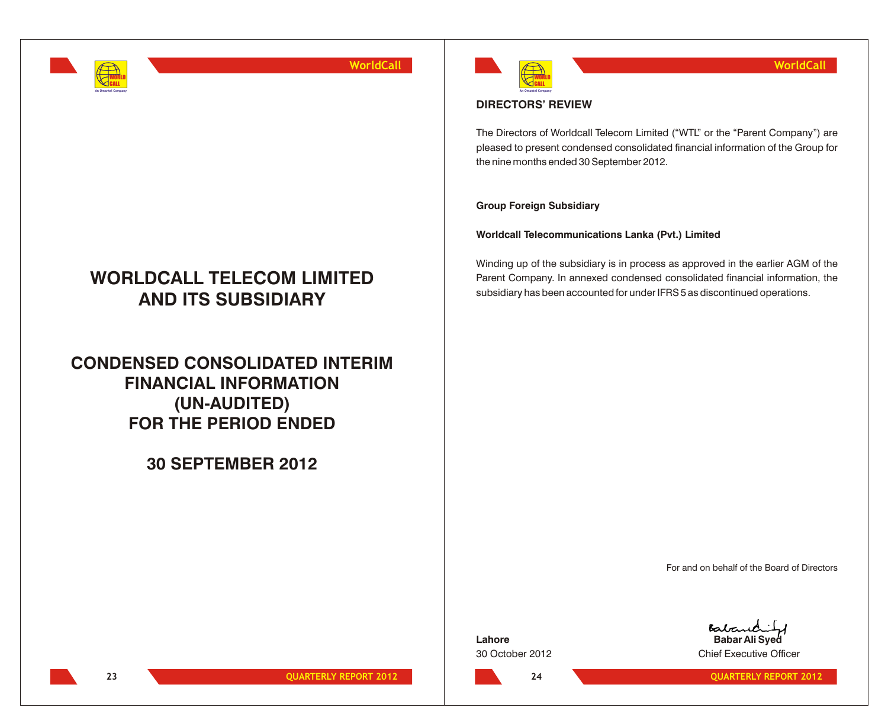# WORLDCALL TELECOM LIMITED AND ITS SUBSIDIARY

# CONDENSED CONSOLIDATED INTERIM FINANCIAL INFORMATION (UN-AUDITED) FOR THE PERIOD ENDED

# 30 SEPTEMBER 2012

## DIRECTORS' REVIEW

The Directors of Worldcall Telecom Limited ("WTL" or the "Parent Company") are pleased to present condensed consolidated financial information of the Group for the nine months ended 30 September 2012.

**Group Foreign Subsidiary**

**Worldcall Telecommunications Lanka (Pvt.) Limited**

Winding up of the subsidiary is in process as approved in the earlier AGM of the Parent Company. In annexed condensed consolidated financial information, the subsidiary has been accounted for under IFRS 5 as discontinued operations.

For and on behalf of the Board of Directors

**Babar Ali Syed**
Chief Executive Officer

**Lahore**
30 October 2012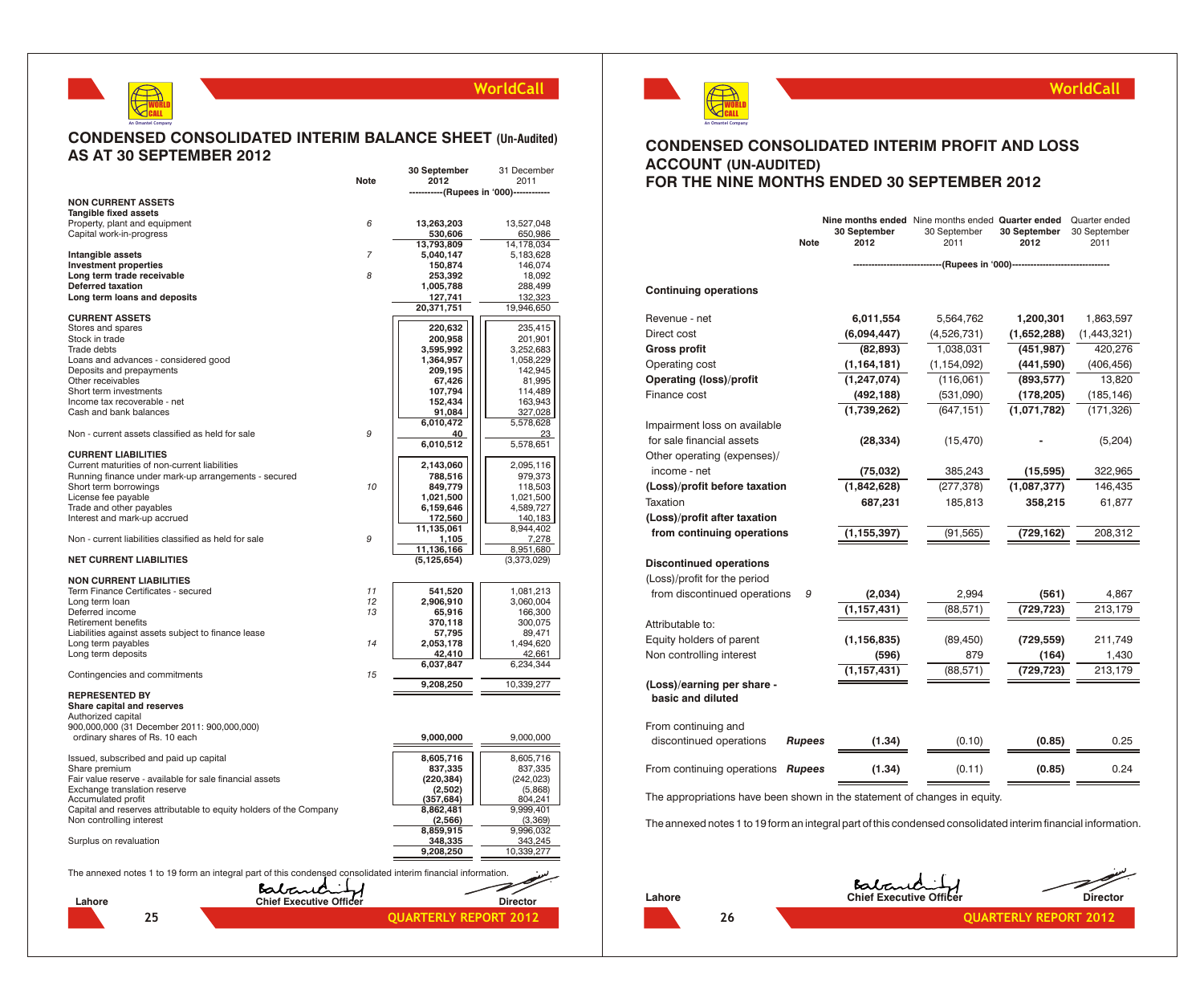# CONDENSED CONSOLIDATED INTERIM BALANCE SHEET (Un-Audited) AS AT 30 SEPTEMBER 2012

| | Note | 30 September 2012 | 31 December 2011 |
|---|---|---|---|
| | | -----------(Rupees in '000)----------- | |
| **NON CURRENT ASSETS** | | | |
| **Tangible fixed assets** | | | |
| Property, plant and equipment | 6 | **13,263,203** | 13,527,048 |
| Capital work-in-progress | | **530,606** | 650,986 |
| | | **13,793,809** | 14,178,034 |
| **Intangible assets** | 7 | **5,040,147** | 5,183,628 |
| **Investment properties** | | **150,874** | 146,074 |
| **Long term trade receivable** | 8 | **253,392** | 18,092 |
| **Deferred taxation** | | **1,005,788** | 288,499 |
| **Long term loans and deposits** | | **127,741** | 132,323 |
| | | **20,371,751** | 19,946,650 |
| **CURRENT ASSETS** | | | |
| Stores and spares | | **220,632** | 235,415 |
| Stock in trade | | **200,958** | 201,901 |
| Trade debts | | **3,595,992** | 3,252,683 |
| Loans and advances - considered good | | **1,364,957** | 1,058,229 |
| Deposits and prepayments | | **209,195** | 142,945 |
| Other receivables | | **67,426** | 81,995 |
| Short term investments | | **107,794** | 114,489 |
| Income tax recoverable - net | | **152,434** | 163,943 |
| Cash and bank balances | | **91,084** | 327,028 |
| | | **6,010,472** | 5,578,628 |
| Non - current assets classified as held for sale | 9 | **40** | 23 |
| | | **6,010,512** | 5,578,651 |
| **CURRENT LIABILITIES** | | | |
| Current maturities of non-current liabilities | | **2,143,060** | 2,095,116 |
| Running finance under mark-up arrangements - secured | | **788,516** | 979,373 |
| Short term borrowings | 10 | **849,779** | 118,503 |
| License fee payable | | **1,021,500** | 1,021,500 |
| Trade and other payables | | **6,159,646** | 4,589,727 |
| Interest and mark-up accrued | | **172,560** | 140,183 |
| | | **11,135,061** | 8,944,402 |
| Non - current liabilities classified as held for sale | 9 | **1,105** | 7,278 |
| | | **11,136,166** | 8,951,680 |
| **NET CURRENT LIABILITIES** | | **(5,125,654)** | (3,373,029) |
| **NON CURRENT LIABILITIES** | | | |
| Term Finance Certificates - secured | 11 | **541,520** | 1,081,213 |
| Long term loan | 12 | **2,906,910** | 3,060,004 |
| Deferred income | 13 | **65,916** | 166,300 |
| Retirement benefits | | **370,118** | 300,075 |
| Liabilities against assets subject to finance lease | | **57,795** | 89,471 |
| Long term payables | 14 | **2,053,178** | 1,494,620 |
| Long term deposits | | **42,410** | 42,661 |
| | | **6,037,847** | 6,234,344 |
| Contingencies and commitments | 15 | | |
| | | **9,208,250** | 10,339,277 |
| **REPRESENTED BY** | | | |
| **Share capital and reserves** | | | |
| Authorized capital | | | |
| 900,000,000 (31 December 2011: 900,000,000) ordinary shares of Rs. 10 each | | **9,000,000** | 9,000,000 |
| Issued, subscribed and paid up capital | | **8,605,716** | 8,605,716 |
| Share premium | | **837,335** | 837,335 |
| Fair value reserve - available for sale financial assets | | **(220,384)** | (242,023) |
| Exchange translation reserve | | **(2,502)** | (5,868) |
| Accumulated profit | | **(357,684)** | 804,241 |
| Capital and reserves attributable to equity holders of the Company | | **8,862,481** | 9,999,401 |
| Non controlling interest | | **(2,566)** | (3,369) |
| | | **8,859,915** | 9,996,032 |
| Surplus on revaluation | | **348,335** | 343,245 |
| | | **9,208,250** | 10,339,277 |

The annexed notes 1 to 19 form an integral part of this condensed consolidated interim financial information.

Lahore | **Chief Executive Officer** | **Director**

# CONDENSED CONSOLIDATED INTERIM PROFIT AND LOSS ACCOUNT (UN-AUDITED) FOR THE NINE MONTHS ENDED 30 SEPTEMBER 2012

| | Note | Nine months ended 30 September 2012 | Nine months ended 30 September 2011 | Quarter ended 30 September 2012 | Quarter ended 30 September 2011 |
|---|---|---|---|---|---|
| | | -----------------------------(Rupees in '000)----------------------------- | | | |
| **Continuing operations** | | | | | |
| Revenue - net | | **6,011,554** | 5,564,762 | **1,200,301** | 1,863,597 |
| Direct cost | | **(6,094,447)** | (4,526,731) | **(1,652,288)** | (1,443,321) |
| **Gross profit** | | **(82,893)** | 1,038,031 | **(451,987)** | 420,276 |
| Operating cost | | **(1,164,181)** | (1,154,092) | **(441,590)** | (406,456) |
| **Operating (loss)/profit** | | **(1,247,074)** | (116,061) | **(893,577)** | 13,820 |
| Finance cost | | **(492,188)** | (531,090) | **(178,205)** | (185,146) |
| | | **(1,739,262)** | (647,151) | **(1,071,782)** | (171,326) |
| Impairment loss on available for sale financial assets | | **(28,334)** | (15,470) | **-** | (5,204) |
| Other operating (expenses)/income - net | | **(75,032)** | 385,243 | **(15,595)** | 322,965 |
| **(Loss)/profit before taxation** | | **(1,842,628)** | (277,378) | **(1,087,377)** | 146,435 |
| Taxation | | **687,231** | 185,813 | **358,215** | 61,877 |
| **(Loss)/profit after taxation from continuing operations** | | **(1,155,397)** | (91,565) | **(729,162)** | 208,312 |
| **Discontinued operations** | | | | | |
| (Loss)/profit for the period from discontinued operations | 9 | **(2,034)** | 2,994 | **(561)** | 4,867 |
| | | **(1,157,431)** | (88,571) | **(729,723)** | 213,179 |
| Attributable to: | | | | | |
| Equity holders of parent | | **(1,156,835)** | (89,450) | **(729,559)** | 211,749 |
| Non controlling interest | | **(596)** | 879 | **(164)** | 1,430 |
| | | **(1,157,431)** | (88,571) | **(729,723)** | 213,179 |
| **(Loss)/earning per share - basic and diluted** | | | | | |
| From continuing and discontinued operations | ***Rupees*** | **(1.34)** | (0.10) | **(0.85)** | 0.25 |
| From continuing operations | ***Rupees*** | **(1.34)** | (0.11) | **(0.85)** | 0.24 |

The appropriations have been shown in the statement of changes in equity.

The annexed notes 1 to 19 form an integral part of this condensed consolidated interim financial information.

Lahore | **Chief Executive Officer** | **Director**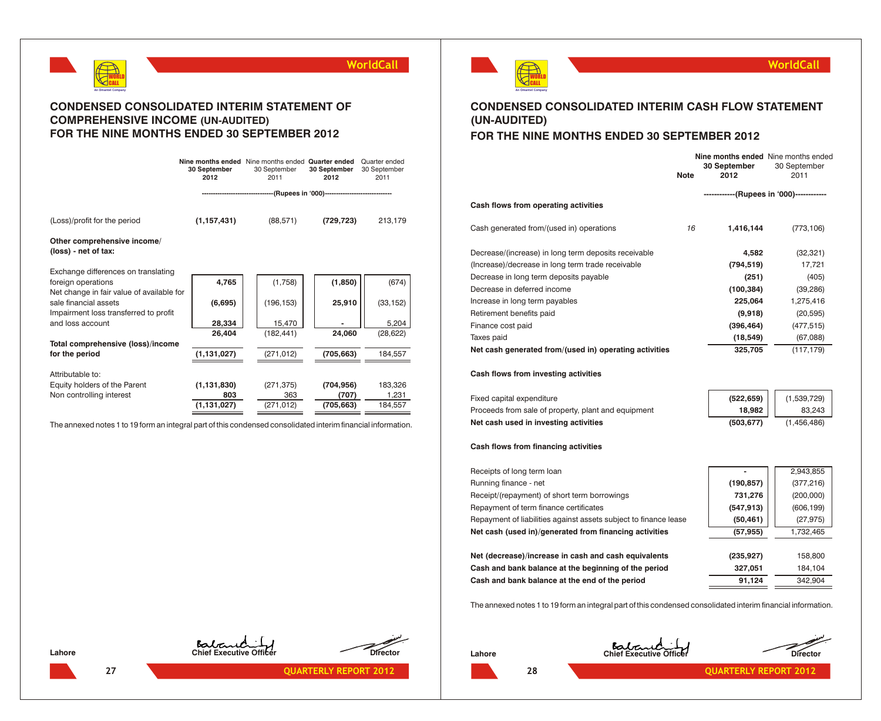# CONDENSED CONSOLIDATED INTERIM STATEMENT OF COMPREHENSIVE INCOME (UN-AUDITED) FOR THE NINE MONTHS ENDED 30 SEPTEMBER 2012

| | Nine months ended 30 September 2012 | Nine months ended 30 September 2011 | Quarter ended 30 September 2012 | Quarter ended 30 September 2011 |
|---|---|---|---|---|
| | (Rupees in '000) | | | |
| (Loss)/profit for the period | **(1,157,431)** | (88,571) | **(729,723)** | 213,179 |
| **Other comprehensive income/ (loss) - net of tax:** | | | | |
| Exchange differences on translating foreign operations | **4,765** | (1,758) | **(1,850)** | (674) |
| Net change in fair value of available for sale financial assets | **(6,695)** | (196,153) | **25,910** | (33,152) |
| Impairment loss transferred to profit and loss account | **28,334** | 15,470 | **-** | 5,204 |
| | **26,404** | (182,441) | **24,060** | (28,622) |
| **Total comprehensive (loss)/income for the period** | **(1,131,027)** | (271,012) | **(705,663)** | 184,557 |
| Attributable to: | | | | |
| Equity holders of the Parent | **(1,131,830)** | (271,375) | **(704,956)** | 183,326 |
| Non controlling interest | **803** | 363 | **(707)** | 1,231 |
| | **(1,131,027)** | (271,012) | **(705,663)** | 184,557 |

The annexed notes 1 to 19 form an integral part of this condensed consolidated interim financial information.

Lahore

Chief Executive Officer

Director

# CONDENSED CONSOLIDATED INTERIM CASH FLOW STATEMENT (UN-AUDITED) FOR THE NINE MONTHS ENDED 30 SEPTEMBER 2012

| | Note | Nine months ended 30 September 2012 | Nine months ended 30 September 2011 |
|---|---|---|---|
| | | (Rupees in '000) | |
| **Cash flows from operating activities** | | | |
| Cash generated from/(used in) operations | 16 | **1,416,144** | (773,106) |
| Decrease/(increase) in long term deposits receivable | | **4,582** | (32,321) |
| (Increase)/decrease in long term trade receivable | | **(794,519)** | 17,721 |
| Decrease in long term deposits payable | | **(251)** | (405) |
| Decrease in deferred income | | **(100,384)** | (39,286) |
| Increase in long term payables | | **225,064** | 1,275,416 |
| Retirement benefits paid | | **(9,918)** | (20,595) |
| Finance cost paid | | **(396,464)** | (477,515) |
| Taxes paid | | **(18,549)** | (67,088) |
| **Net cash generated from/(used in) operating activities** | | **325,705** | (117,179) |
| **Cash flows from investing activities** | | | |
| Fixed capital expenditure | | **(522,659)** | (1,539,729) |
| Proceeds from sale of property, plant and equipment | | **18,982** | 83,243 |
| **Net cash used in investing activities** | | **(503,677)** | (1,456,486) |
| **Cash flows from financing activities** | | | |
| Receipts of long term loan | | **-** | 2,943,855 |
| Running finance - net | | **(190,857)** | (377,216) |
| Receipt/(repayment) of short term borrowings | | **731,276** | (200,000) |
| Repayment of term finance certificates | | **(547,913)** | (606,199) |
| Repayment of liabilities against assets subject to finance lease | | **(50,461)** | (27,975) |
| **Net cash (used in)/generated from financing activities** | | **(57,955)** | 1,732,465 |
| **Net (decrease)/increase in cash and cash equivalents** | | **(235,927)** | 158,800 |
| **Cash and bank balance at the beginning of the period** | | **327,051** | 184,104 |
| **Cash and bank balance at the end of the period** | | **91,124** | 342,904 |

The annexed notes 1 to 19 form an integral part of this condensed consolidated interim financial information.

Lahore

Chief Executive Officer

Director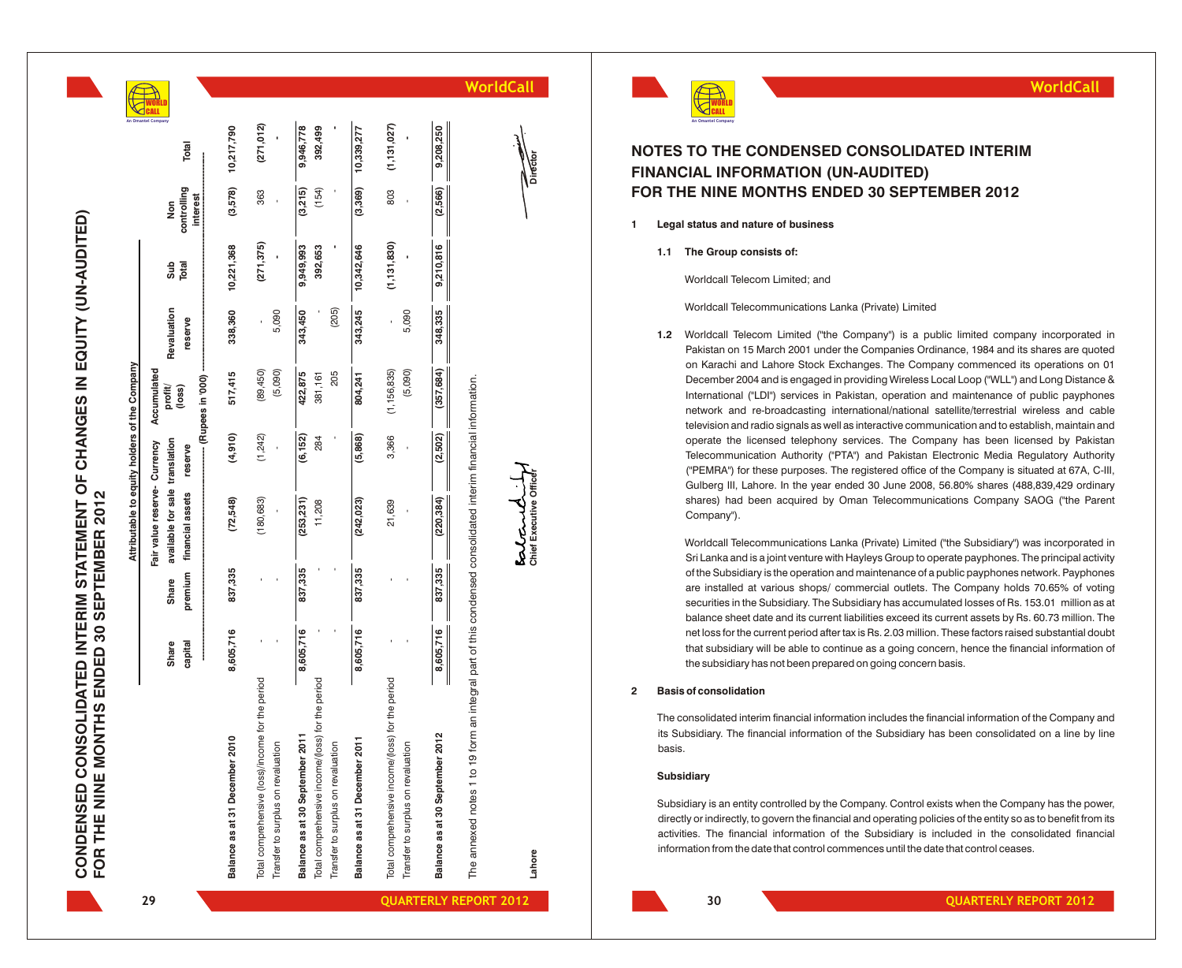# CONDENSED CONSOLIDATED INTERIM STATEMENT OF CHANGES IN EQUITY (UN-AUDITED) FOR THE NINE MONTHS ENDED 30 SEPTEMBER 2012

| | Attributable to equity holders of the Company | | | | | | | | |
|---|---|---|---|---|---|---|---|---|---|
| | Share capital | Share premium | Fair value reserve-available for sale financial assets | Currency translation reserve | Accumulated profit/ (loss) | Revaluation reserve | Sub Total | Non controlling interest | Total |
| | (Rupees in '000) | | | | | | | | |
| **Balance as at 31 December 2010** | **8,605,716** | **837,335** | **(72,548)** | **(4,910)** | **517,415** | **338,360** | **10,221,368** | **(3,578)** | **10,217,790** |
| Total comprehensive (loss)/income for the period | - | - | (180,683) | (1,242) | (89,450) | - | **(271,375)** | 363 | **(271,012)** |
| Transfer to surplus on revaluation | - | - | - | - | (5,090) | 5,090 | **-** | - | **-** |
| **Balance as at 30 September 2011** | **8,605,716** | **837,335** | **(253,231)** | **(6,152)** | **422,875** | **343,450** | **9,949,993** | **(3,215)** | **9,946,778** |
| Total comprehensive income/(loss) for the period | - | - | 11,208 | 284 | 381,161 | - | **392,653** | (154) | **392,499** |
| Transfer to surplus on revaluation | - | - | - | - | 205 | (205) | **-** | - | **-** |
| **Balance as at 31 December 2011** | **8,605,716** | **837,335** | **(242,023)** | **(5,868)** | **804,241** | **343,245** | **10,342,646** | **(3,369)** | **10,339,277** |
| Total comprehensive income/(loss) for the period | - | - | 21,639 | 3,366 | (1,156,835) | - | **(1,131,830)** | 803 | **(1,131,027)** |
| Transfer to surplus on revaluation | - | - | - | - | (5,090) | 5,090 | **-** | - | **-** |
| **Balance as at 30 September 2012** | **8,605,716** | **837,335** | **(220,384)** | **(2,502)** | **(357,684)** | **348,335** | **9,210,816** | **(2,566)** | **9,208,250** |

The annexed notes 1 to 19 form an integral part of this condensed consolidated interim financial information.

Lahore

Chief Executive Officer

Director

# NOTES TO THE CONDENSED CONSOLIDATED INTERIM FINANCIAL INFORMATION (UN-AUDITED) FOR THE NINE MONTHS ENDED 30 SEPTEMBER 2012

**1 Legal status and nature of business**

**1.1 The Group consists of:**

Worldcall Telecom Limited; and

Worldcall Telecommunications Lanka (Private) Limited

**1.2** Worldcall Telecom Limited ("the Company") is a public limited company incorporated in Pakistan on 15 March 2001 under the Companies Ordinance, 1984 and its shares are quoted on Karachi and Lahore Stock Exchanges. The Company commenced its operations on 01 December 2004 and is engaged in providing Wireless Local Loop ("WLL") and Long Distance & International ("LDI") services in Pakistan, operation and maintenance of public payphones network and re-broadcasting international/national satellite/terrestrial wireless and cable television and radio signals as well as interactive communication and to establish, maintain and operate the licensed telephony services. The Company has been licensed by Pakistan Telecommunication Authority ("PTA") and Pakistan Electronic Media Regulatory Authority ("PEMRA") for these purposes. The registered office of the Company is situated at 67A, C-III, Gulberg III, Lahore. In the year ended 30 June 2008, 56.80% shares (488,839,429 ordinary shares) had been acquired by Oman Telecommunications Company SAOG ("the Parent Company").

Worldcall Telecommunications Lanka (Private) Limited ("the Subsidiary") was incorporated in Sri Lanka and is a joint venture with Hayleys Group to operate payphones. The principal activity of the Subsidiary is the operation and maintenance of a public payphones network. Payphones are installed at various shops/ commercial outlets. The Company holds 70.65% of voting securities in the Subsidiary. The Subsidiary has accumulated losses of Rs. 153.01 million as at balance sheet date and its current liabilities exceed its current assets by Rs. 60.73 million. The net loss for the current period after tax is Rs. 2.03 million. These factors raised substantial doubt that subsidiary will be able to continue as a going concern, hence the financial information of the subsidiary has not been prepared on going concern basis.

**2 Basis of consolidation**

The consolidated interim financial information includes the financial information of the Company and its Subsidiary. The financial information of the Subsidiary has been consolidated on a line by line basis.

**Subsidiary**

Subsidiary is an entity controlled by the Company. Control exists when the Company has the power, directly or indirectly, to govern the financial and operating policies of the entity so as to benefit from its activities. The financial information of the Subsidiary is included in the consolidated financial information from the date that control commences until the date that control ceases.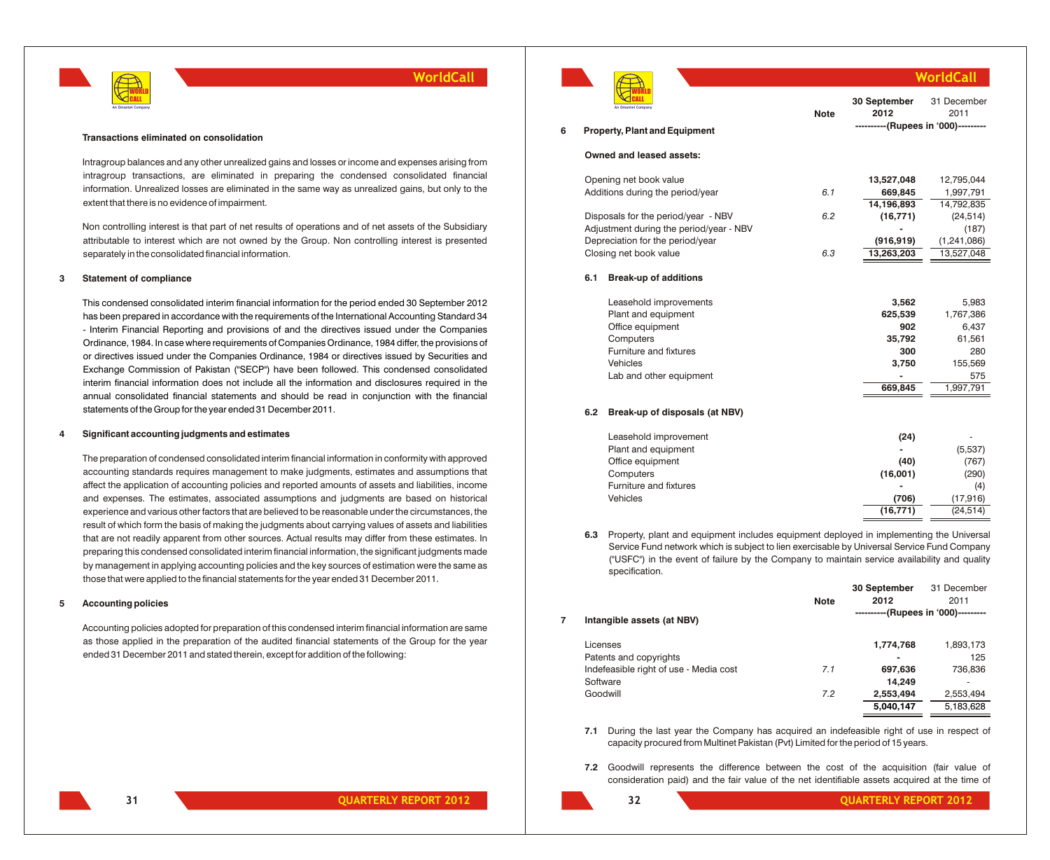**Transactions eliminated on consolidation**

Intragroup balances and any other unrealized gains and losses or income and expenses arising from intragroup transactions, are eliminated in preparing the condensed consolidated financial information. Unrealized losses are eliminated in the same way as unrealized gains, but only to the extent that there is no evidence of impairment.

Non controlling interest is that part of net results of operations and of net assets of the Subsidiary attributable to interest which are not owned by the Group. Non controlling interest is presented separately in the consolidated financial information.

## 3 Statement of compliance

This condensed consolidated interim financial information for the period ended 30 September 2012 has been prepared in accordance with the requirements of the International Accounting Standard 34 - Interim Financial Reporting and provisions of and the directives issued under the Companies Ordinance, 1984. In case where requirements of Companies Ordinance, 1984 differ, the provisions of or directives issued under the Companies Ordinance, 1984 or directives issued by Securities and Exchange Commission of Pakistan ("SECP") have been followed. This condensed consolidated interim financial information does not include all the information and disclosures required in the annual consolidated financial statements and should be read in conjunction with the financial statements of the Group for the year ended 31 December 2011.

## 4 Significant accounting judgments and estimates

The preparation of condensed consolidated interim financial information in conformity with approved accounting standards requires management to make judgments, estimates and assumptions that affect the application of accounting policies and reported amounts of assets and liabilities, income and expenses. The estimates, associated assumptions and judgments are based on historical experience and various other factors that are believed to be reasonable under the circumstances, the result of which form the basis of making the judgments about carrying values of assets and liabilities that are not readily apparent from other sources. Actual results may differ from these estimates. In preparing this condensed consolidated interim financial information, the significant judgments made by management in applying accounting policies and the key sources of estimation were the same as those that were applied to the financial statements for the year ended 31 December 2011.

## 5 Accounting policies

Accounting policies adopted for preparation of this condensed interim financial information are same as those applied in the preparation of the audited financial statements of the Group for the year ended 31 December 2011 and stated therein, except for addition of the following:

## 6 Property, Plant and Equipment

| | Note | 30 September 2012 | 31 December 2011 |
|---|---|---|---|
| | | (Rupees in '000) | |
| **Owned and leased assets:** | | | |
| Opening net book value | | **13,527,048** | 12,795,044 |
| Additions during the period/year | 6.1 | **669,845** | 1,997,791 |
| | | **14,196,893** | 14,792,835 |
| Disposals for the period/year - NBV | 6.2 | **(16,771)** | (24,514) |
| Adjustment during the period/year - NBV | | **-** | (187) |
| Depreciation for the period/year | | **(916,919)** | (1,241,086) |
| Closing net book value | 6.3 | **13,263,203** | 13,527,048 |

### 6.1 Break-up of additions

| | 30 September 2012 | 31 December 2011 |
|---|---|---|
| Leasehold improvements | **3,562** | 5,983 |
| Plant and equipment | **625,539** | 1,767,386 |
| Office equipment | **902** | 6,437 |
| Computers | **35,792** | 61,561 |
| Furniture and fixtures | **300** | 280 |
| Vehicles | **3,750** | 155,569 |
| Lab and other equipment | **-** | 575 |
| | **669,845** | 1,997,791 |

### 6.2 Break-up of disposals (at NBV)

| | 30 September 2012 | 31 December 2011 |
|---|---|---|
| Leasehold improvement | **(24)** | - |
| Plant and equipment | **-** | (5,537) |
| Office equipment | **(40)** | (767) |
| Computers | **(16,001)** | (290) |
| Furniture and fixtures | **-** | (4) |
| Vehicles | **(706)** | (17,916) |
| | **(16,771)** | (24,514) |

**6.3** Property, plant and equipment includes equipment deployed in implementing the Universal Service Fund network which is subject to lien exercisable by Universal Service Fund Company ("USFC") in the event of failure by the Company to maintain service availability and quality specification.

## 7 Intangible assets (at NBV)

| | Note | 30 September 2012 | 31 December 2011 |
|---|---|---|---|
| | | (Rupees in '000) | |
| Licenses | | **1,774,768** | 1,893,173 |
| Patents and copyrights | | **-** | 125 |
| Indefeasible right of use - Media cost | 7.1 | **697,636** | 736,836 |
| Software | | **14,249** | - |
| Goodwill | 7.2 | **2,553,494** | 2,553,494 |
| | | **5,040,147** | 5,183,628 |

**7.1** During the last year the Company has acquired an indefeasible right of use in respect of capacity procured from Multinet Pakistan (Pvt) Limited for the period of 15 years.

**7.2** Goodwill represents the difference between the cost of the acquisition (fair value of consideration paid) and the fair value of the net identifiable assets acquired at the time of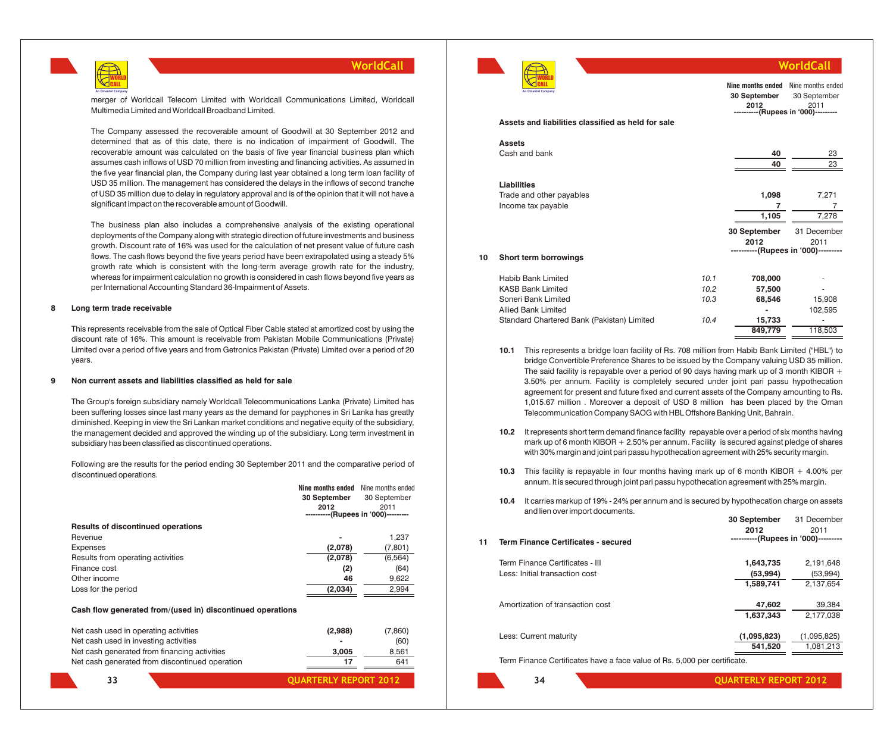merger of Worldcall Telecom Limited with Worldcall Communications Limited, Worldcall Multimedia Limited and Worldcall Broadband Limited.

The Company assessed the recoverable amount of Goodwill at 30 September 2012 and determined that as of this date, there is no indication of impairment of Goodwill. The recoverable amount was calculated on the basis of five year financial business plan which assumes cash inflows of USD 70 million from investing and financing activities. As assumed in the five year financial plan, the Company during last year obtained a long term loan facility of USD 35 million. The management has considered the delays in the inflows of second tranche of USD 35 million due to delay in regulatory approval and is of the opinion that it will not have a significant impact on the recoverable amount of Goodwill.

The business plan also includes a comprehensive analysis of the existing operational deployments of the Company along with strategic direction of future investments and business growth. Discount rate of 16% was used for the calculation of net present value of future cash flows. The cash flows beyond the five years period have been extrapolated using a steady 5% growth rate which is consistent with the long-term average growth rate for the industry, whereas for impairment calculation no growth is considered in cash flows beyond five years as per International Accounting Standard 36-Impairment of Assets.

## 8 Long term trade receivable

This represents receivable from the sale of Optical Fiber Cable stated at amortized cost by using the discount rate of 16%. This amount is receivable from Pakistan Mobile Communications (Private) Limited over a period of five years and from Getronics Pakistan (Private) Limited over a period of 20 years.

## 9 Non current assets and liabilities classified as held for sale

The Group's foreign subsidiary namely Worldcall Telecommunications Lanka (Private) Limited has been suffering losses since last many years as the demand for payphones in Sri Lanka has greatly diminished. Keeping in view the Sri Lankan market conditions and negative equity of the subsidiary, the management decided and approved the winding up of the subsidiary. Long term investment in subsidiary has been classified as discontinued operations.

Following are the results for the period ending 30 September 2011 and the comparative period of discontinued operations.

| | Nine months ended 30 September 2012 | Nine months ended 30 September 2011 |
|---|---|---|
| | (Rupees in '000) | |
| **Results of discontinued operations** | | |
| Revenue | - | 1,237 |
| Expenses | (2,078) | (7,801) |
| Results from operating activities | (2,078) | (6,564) |
| Finance cost | (2) | (64) |
| Other income | 46 | 9,622 |
| Loss for the period | (2,034) | 2,994 |
| **Cash flow generated from/(used in) discontinued operations** | | |
| Net cash used in operating activities | (2,988) | (7,860) |
| Net cash used in investing activities | - | (60) |
| Net cash generated from financing activities | 3,005 | 8,561 |
| Net cash generated from discontinued operation | 17 | 641 |

| | Nine months ended 30 September 2012 | Nine months ended 30 September 2011 |
|---|---|---|
| | (Rupees in '000) | |
| **Assets and liabilities classified as held for sale** | | |
| **Assets** | | |
| Cash and bank | 40 | 23 |
| | 40 | 23 |
| **Liabilities** | | |
| Trade and other payables | 1,098 | 7,271 |
| Income tax payable | 7 | 7 |
| | 1,105 | 7,278 |

## 10 Short term borrowings

| | Note | 30 September 2012 | 31 December 2011 |
|---|---|---|---|
| | | (Rupees in '000) | |
| Habib Bank Limited | 10.1 | 708,000 | - |
| KASB Bank Limited | 10.2 | 57,500 | - |
| Soneri Bank Limited | 10.3 | 68,546 | 15,908 |
| Allied Bank Limited | | - | 102,595 |
| Standard Chartered Bank (Pakistan) Limited | 10.4 | 15,733 | - |
| | | 849,779 | 118,503 |

**10.1** This represents a bridge loan facility of Rs. 708 million from Habib Bank Limited ("HBL") to bridge Convertible Preference Shares to be issued by the Company valuing USD 35 million. The said facility is repayable over a period of 90 days having mark up of 3 month KIBOR + 3.50% per annum. Facility is completely secured under joint pari passu hypothecation agreement for present and future fixed and current assets of the Company amounting to Rs. 1,015.67 million . Moreover a deposit of USD 8 million has been placed by the Oman Telecommunication Company SAOG with HBL Offshore Banking Unit, Bahrain.

**10.2** It represents short term demand finance facility repayable over a period of six months having mark up of 6 month KIBOR + 2.50% per annum. Facility is secured against pledge of shares with 30% margin and joint pari passu hypothecation agreement with 25% security margin.

**10.3** This facility is repayable in four months having mark up of 6 month KIBOR + 4.00% per annum. It is secured through joint pari passu hypothecation agreement with 25% margin.

**10.4** It carries markup of 19% - 24% per annum and is secured by hypothecation charge on assets and lien over import documents.

## 11 Term Finance Certificates - secured

| | 30 September 2012 | 31 December 2011 |
|---|---|---|
| | (Rupees in '000) | |
| Term Finance Certificates - III | 1,643,735 | 2,191,648 |
| Less: Initial transaction cost | (53,994) | (53,994) |
| | 1,589,741 | 2,137,654 |
| Amortization of transaction cost | 47,602 | 39,384 |
| | 1,637,343 | 2,177,038 |
| Less: Current maturity | (1,095,823) | (1,095,825) |
| | 541,520 | 1,081,213 |

Term Finance Certificates have a face value of Rs. 5,000 per certificate.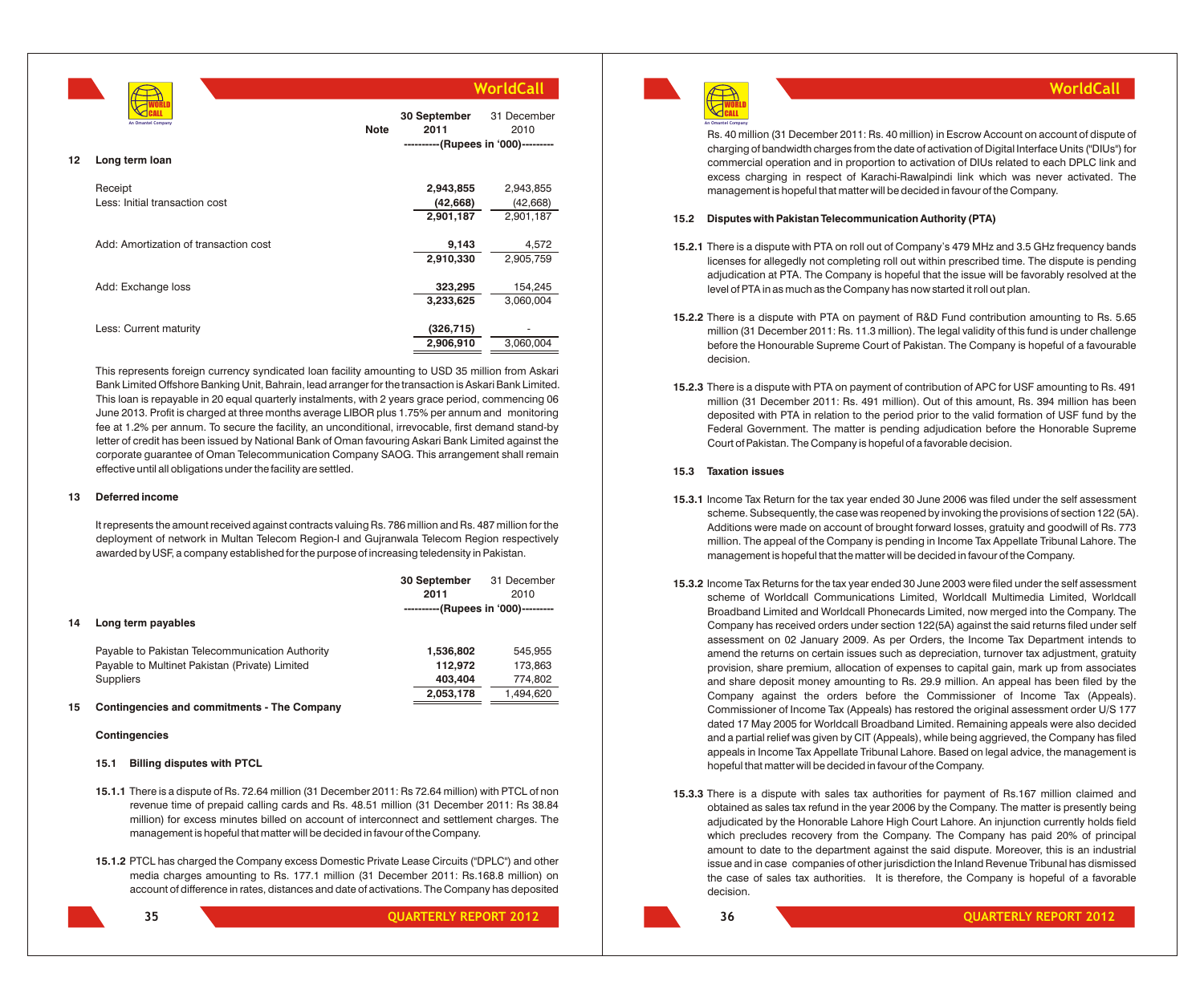| | Note | 30 September 2011 | 31 December 2010 |
|---|---|---|---|
| | | ----------(Rupees in '000)--------- | |
| **12 Long term loan** | | | |
| Receipt | | **2,943,855** | 2,943,855 |
| Less: Initial transaction cost | | **(42,668)** | (42,668) |
| | | **2,901,187** | 2,901,187 |
| Add: Amortization of transaction cost | | **9,143** | 4,572 |
| | | **2,910,330** | 2,905,759 |
| Add: Exchange loss | | **323,295** | 154,245 |
| | | **3,233,625** | 3,060,004 |
| Less: Current maturity | | **(326,715)** | - |
| | | **2,906,910** | 3,060,004 |

This represents foreign currency syndicated loan facility amounting to USD 35 million from Askari Bank Limited Offshore Banking Unit, Bahrain, lead arranger for the transaction is Askari Bank Limited. This loan is repayable in 20 equal quarterly instalments, with 2 years grace period, commencing 06 June 2013. Profit is charged at three months average LIBOR plus 1.75% per annum and monitoring fee at 1.2% per annum. To secure the facility, an unconditional, irrevocable, first demand stand-by letter of credit has been issued by National Bank of Oman favouring Askari Bank Limited against the corporate guarantee of Oman Telecommunication Company SAOG. This arrangement shall remain effective until all obligations under the facility are settled.

## 13 Deferred income

It represents the amount received against contracts valuing Rs. 786 million and Rs. 487 million for the deployment of network in Multan Telecom Region-I and Gujranwala Telecom Region respectively awarded by USF, a company established for the purpose of increasing teledensity in Pakistan.

| | 30 September 2011 | 31 December 2010 |
|---|---|---|
| | ----------(Rupees in '000)--------- | |
| **14 Long term payables** | | |
| Payable to Pakistan Telecommunication Authority | **1,536,802** | 545,955 |
| Payable to Multinet Pakistan (Private) Limited | **112,972** | 173,863 |
| Suppliers | **403,404** | 774,802 |
| | **2,053,178** | 1,494,620 |

## 15 Contingencies and commitments - The Company

### Contingencies

#### 15.1 Billing disputes with PTCL

**15.1.1** There is a dispute of Rs. 72.64 million (31 December 2011: Rs 72.64 million) with PTCL of non revenue time of prepaid calling cards and Rs. 48.51 million (31 December 2011: Rs 38.84 million) for excess minutes billed on account of interconnect and settlement charges. The management is hopeful that matter will be decided in favour of the Company.

**15.1.2** PTCL has charged the Company excess Domestic Private Lease Circuits ("DPLC") and other media charges amounting to Rs. 177.1 million (31 December 2011: Rs.168.8 million) on account of difference in rates, distances and date of activations. The Company has deposited Rs. 40 million (31 December 2011: Rs. 40 million) in Escrow Account on account of dispute of charging of bandwidth charges from the date of activation of Digital Interface Units ("DIUs") for commercial operation and in proportion to activation of DIUs related to each DPLC link and excess charging in respect of Karachi-Rawalpindi link which was never activated. The management is hopeful that matter will be decided in favour of the Company.

#### 15.2 Disputes with Pakistan Telecommunication Authority (PTA)

**15.2.1** There is a dispute with PTA on roll out of Company's 479 MHz and 3.5 GHz frequency bands licenses for allegedly not completing roll out within prescribed time. The dispute is pending adjudication at PTA. The Company is hopeful that the issue will be favorably resolved at the level of PTA in as much as the Company has now started it roll out plan.

**15.2.2** There is a dispute with PTA on payment of R&D Fund contribution amounting to Rs. 5.65 million (31 December 2011: Rs. 11.3 million). The legal validity of this fund is under challenge before the Honourable Supreme Court of Pakistan. The Company is hopeful of a favourable decision.

**15.2.3** There is a dispute with PTA on payment of contribution of APC for USF amounting to Rs. 491 million (31 December 2011: Rs. 491 million). Out of this amount, Rs. 394 million has been deposited with PTA in relation to the period prior to the valid formation of USF fund by the Federal Government. The matter is pending adjudication before the Honorable Supreme Court of Pakistan. The Company is hopeful of a favorable decision.

#### 15.3 Taxation issues

**15.3.1** Income Tax Return for the tax year ended 30 June 2006 was filed under the self assessment scheme. Subsequently, the case was reopened by invoking the provisions of section 122 (5A). Additions were made on account of brought forward losses, gratuity and goodwill of Rs. 773 million. The appeal of the Company is pending in Income Tax Appellate Tribunal Lahore. The management is hopeful that the matter will be decided in favour of the Company.

**15.3.2** Income Tax Returns for the tax year ended 30 June 2003 were filed under the self assessment scheme of Worldcall Communications Limited, Worldcall Multimedia Limited, Worldcall Broadband Limited and Worldcall Phonecards Limited, now merged into the Company. The Company has received orders under section 122(5A) against the said returns filed under self assessment on 02 January 2009. As per Orders, the Income Tax Department intends to amend the returns on certain issues such as depreciation, turnover tax adjustment, gratuity provision, share premium, allocation of expenses to capital gain, mark up from associates and share deposit money amounting to Rs. 29.9 million. An appeal has been filed by the Company against the orders before the Commissioner of Income Tax (Appeals). Commissioner of Income Tax (Appeals) has restored the original assessment order U/S 177 dated 17 May 2005 for Worldcall Broadband Limited. Remaining appeals were also decided and a partial relief was given by CIT (Appeals), while being aggrieved, the Company has filed appeals in Income Tax Appellate Tribunal Lahore. Based on legal advice, the management is hopeful that matter will be decided in favour of the Company.

**15.3.3** There is a dispute with sales tax authorities for payment of Rs.167 million claimed and obtained as sales tax refund in the year 2006 by the Company. The matter is presently being adjudicated by the Honorable Lahore High Court Lahore. An injunction currently holds field which precludes recovery from the Company. The Company has paid 20% of principal amount to date to the department against the said dispute. Moreover, this is an industrial issue and in case companies of other jurisdiction the Inland Revenue Tribunal has dismissed the case of sales tax authorities. It is therefore, the Company is hopeful of a favorable decision.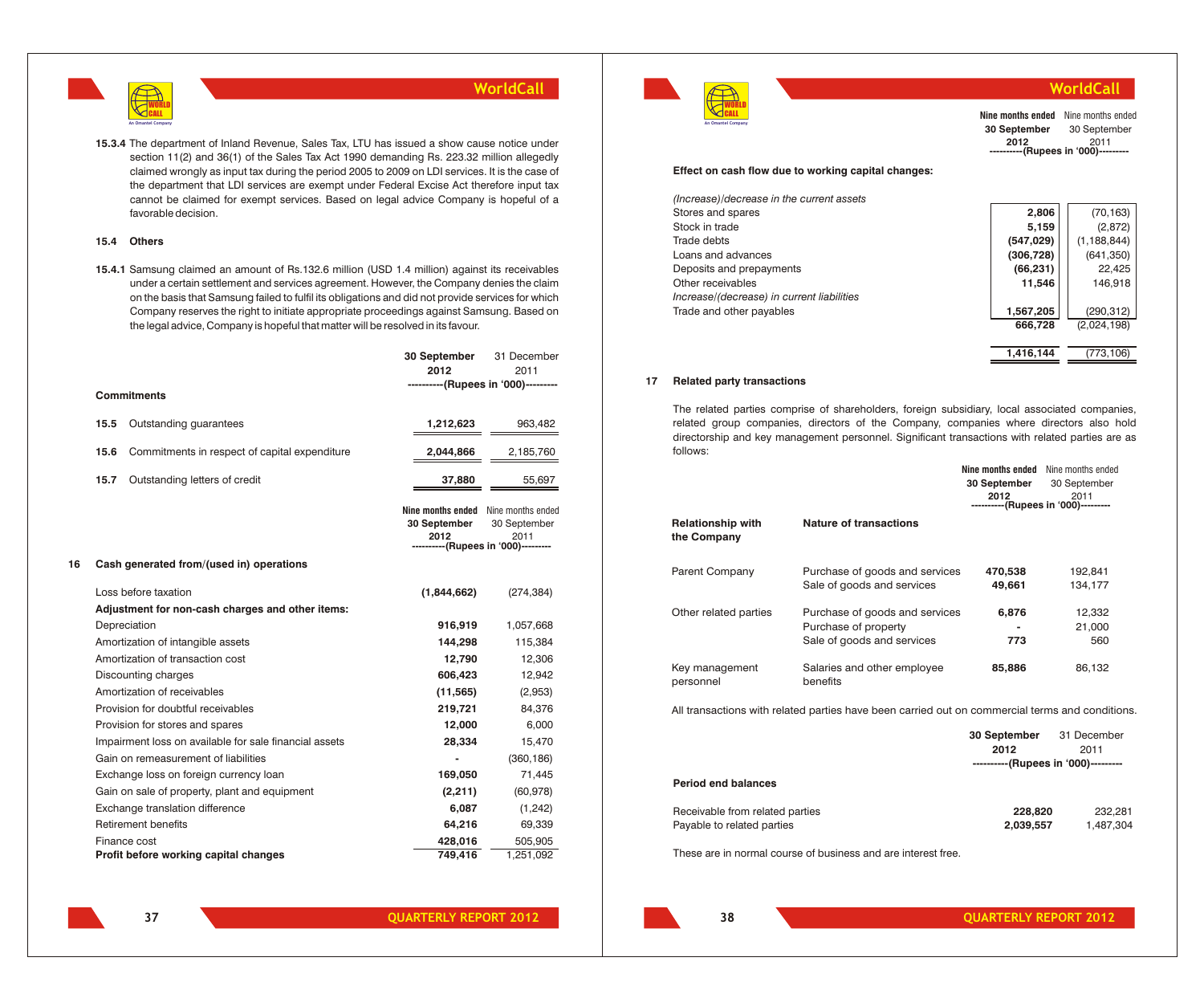**15.3.4** The department of Inland Revenue, Sales Tax, LTU has issued a show cause notice under section 11(2) and 36(1) of the Sales Tax Act 1990 demanding Rs. 223.32 million allegedly claimed wrongly as input tax during the period 2005 to 2009 on LDI services. It is the case of the department that LDI services are exempt under Federal Excise Act therefore input tax cannot be claimed for exempt services. Based on legal advice Company is hopeful of a favorable decision.

**15.4 Others**

**15.4.1** Samsung claimed an amount of Rs.132.6 million (USD 1.4 million) against its receivables under a certain settlement and services agreement. However, the Company denies the claim on the basis that Samsung failed to fulfil its obligations and did not provide services for which Company reserves the right to initiate appropriate proceedings against Samsung. Based on the legal advice, Company is hopeful that matter will be resolved in its favour.

| | **30 September 2012** | 31 December 2011 |
|---|---|---|
| | ----------(Rupees in '000)--------- | |
| **Commitments** | | |
| **15.5** Outstanding guarantees | **1,212,623** | 963,482 |
| **15.6** Commitments in respect of capital expenditure | **2,044,866** | 2,185,760 |
| **15.7** Outstanding letters of credit | **37,880** | 55,697 |

## 16 Cash generated from/(used in) operations

| | **Nine months ended 30 September 2012** | Nine months ended 30 September 2011 |
|---|---|---|
| | ----------(Rupees in '000)--------- | |
| Loss before taxation | **(1,844,662)** | (274,384) |
| **Adjustment for non-cash charges and other items:** | | |
| Depreciation | **916,919** | 1,057,668 |
| Amortization of intangible assets | **144,298** | 115,384 |
| Amortization of transaction cost | **12,790** | 12,306 |
| Discounting charges | **606,423** | 12,942 |
| Amortization of receivables | **(11,565)** | (2,953) |
| Provision for doubtful receivables | **219,721** | 84,376 |
| Provision for stores and spares | **12,000** | 6,000 |
| Impairment loss on available for sale financial assets | **28,334** | 15,470 |
| Gain on remeasurement of liabilities | **-** | (360,186) |
| Exchange loss on foreign currency loan | **169,050** | 71,445 |
| Gain on sale of property, plant and equipment | **(2,211)** | (60,978) |
| Exchange translation difference | **6,087** | (1,242) |
| Retirement benefits | **64,216** | 69,339 |
| Finance cost | **428,016** | 505,905 |
| **Profit before working capital changes** | **749,416** | 1,251,092 |

| | **Nine months ended 30 September 2012** | Nine months ended 30 September 2011 |
|---|---|---|
| | ----------(Rupees in '000)--------- | |
| **Effect on cash flow due to working capital changes:** | | |
| *(Increase)/decrease in the current assets* | | |
| Stores and spares | **2,806** | (70,163) |
| Stock in trade | **5,159** | (2,872) |
| Trade debts | **(547,029)** | (1,188,844) |
| Loans and advances | **(306,728)** | (641,350) |
| Deposits and prepayments | **(66,231)** | 22,425 |
| Other receivables | **11,546** | 146,918 |
| *Increase/(decrease) in current liabilities* | | |
| Trade and other payables | **1,567,205** | (290,312) |
| | **666,728** | (2,024,198) |
| | **1,416,144** | (773,106) |

## 17 Related party transactions

The related parties comprise of shareholders, foreign subsidiary, local associated companies, related group companies, directors of the Company, companies where directors also hold directorship and key management personnel. Significant transactions with related parties are as follows:

| **Relationship with the Company** | **Nature of transactions** | **Nine months ended 30 September 2012** | Nine months ended 30 September 2011 |
|---|---|---|---|
| | | ----------(Rupees in '000)--------- | |
| Parent Company | Purchase of goods and services | **470,538** | 192,841 |
| | Sale of goods and services | **49,661** | 134,177 |
| Other related parties | Purchase of goods and services | **6,876** | 12,332 |
| | Purchase of property | **-** | 21,000 |
| | Sale of goods and services | **773** | 560 |
| Key management personnel | Salaries and other employee benefits | **85,886** | 86,132 |

All transactions with related parties have been carried out on commercial terms and conditions.

| | **30 September 2012** | 31 December 2011 |
|---|---|---|
| | ----------(Rupees in '000)--------- | |
| **Period end balances** | | |
| Receivable from related parties | **228,820** | 232,281 |
| Payable to related parties | **2,039,557** | 1,487,304 |

These are in normal course of business and are interest free.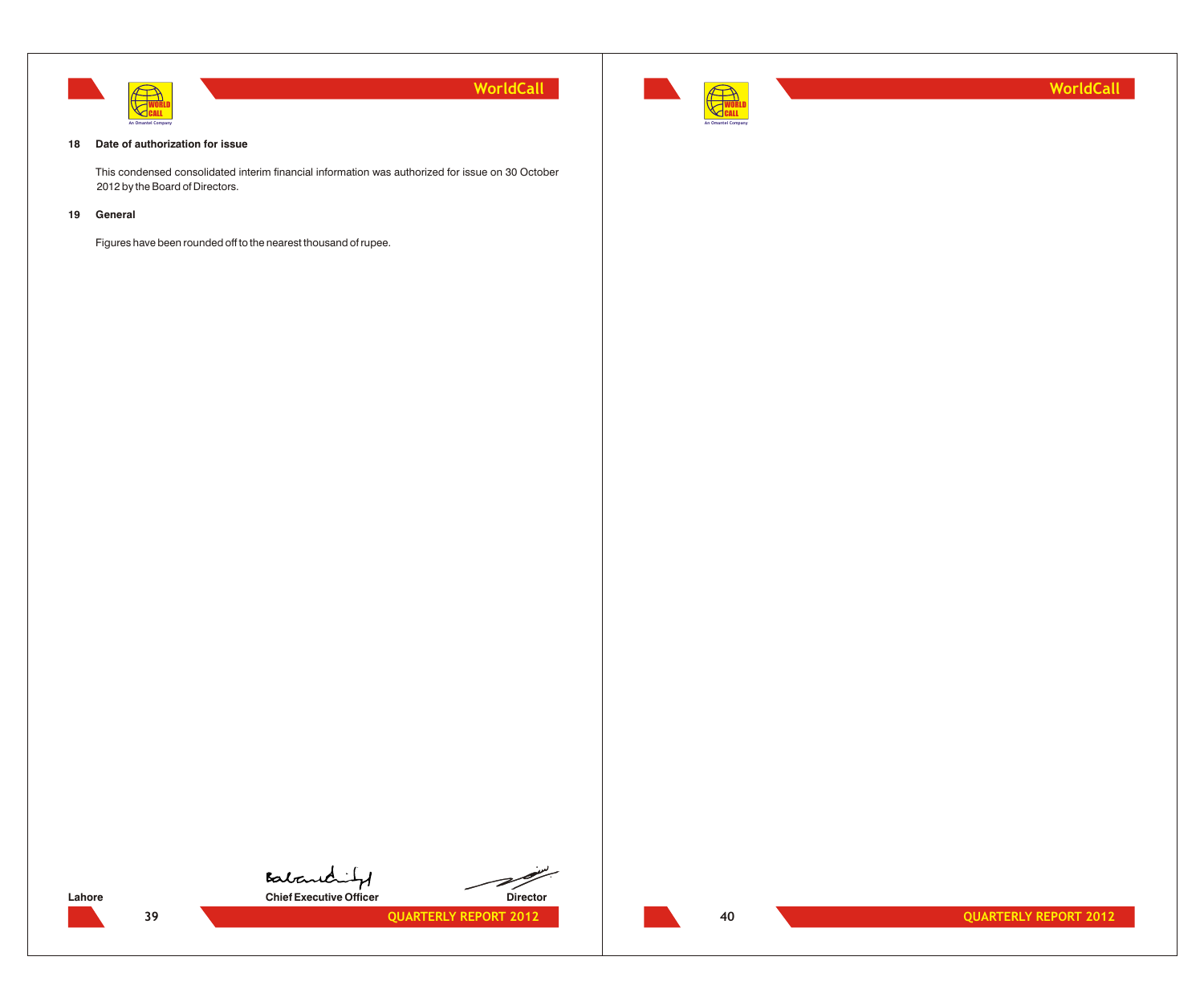## 18 Date of authorization for issue

This condensed consolidated interim financial information was authorized for issue on 30 October 2012 by the Board of Directors.

## 19 General

Figures have been rounded off to the nearest thousand of rupee.

Lahore

**Chief Executive Officer** **Director**